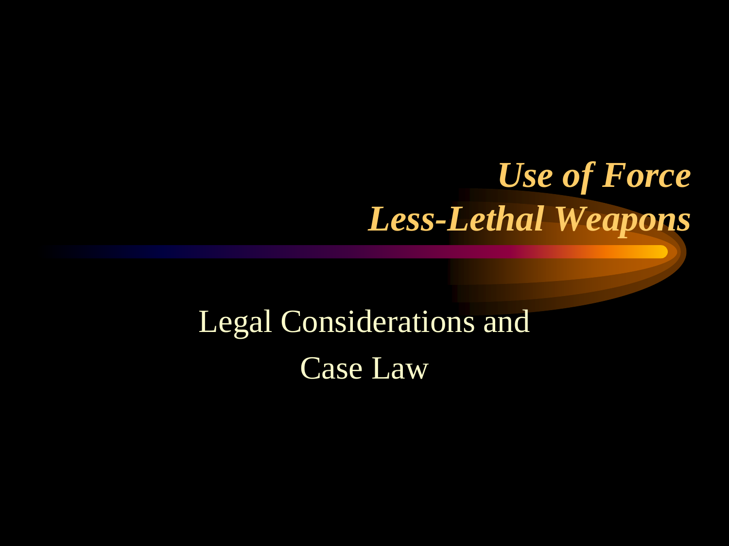# *Use of Force*
# *Less-Lethal Weapons*

Legal Considerations and Case Law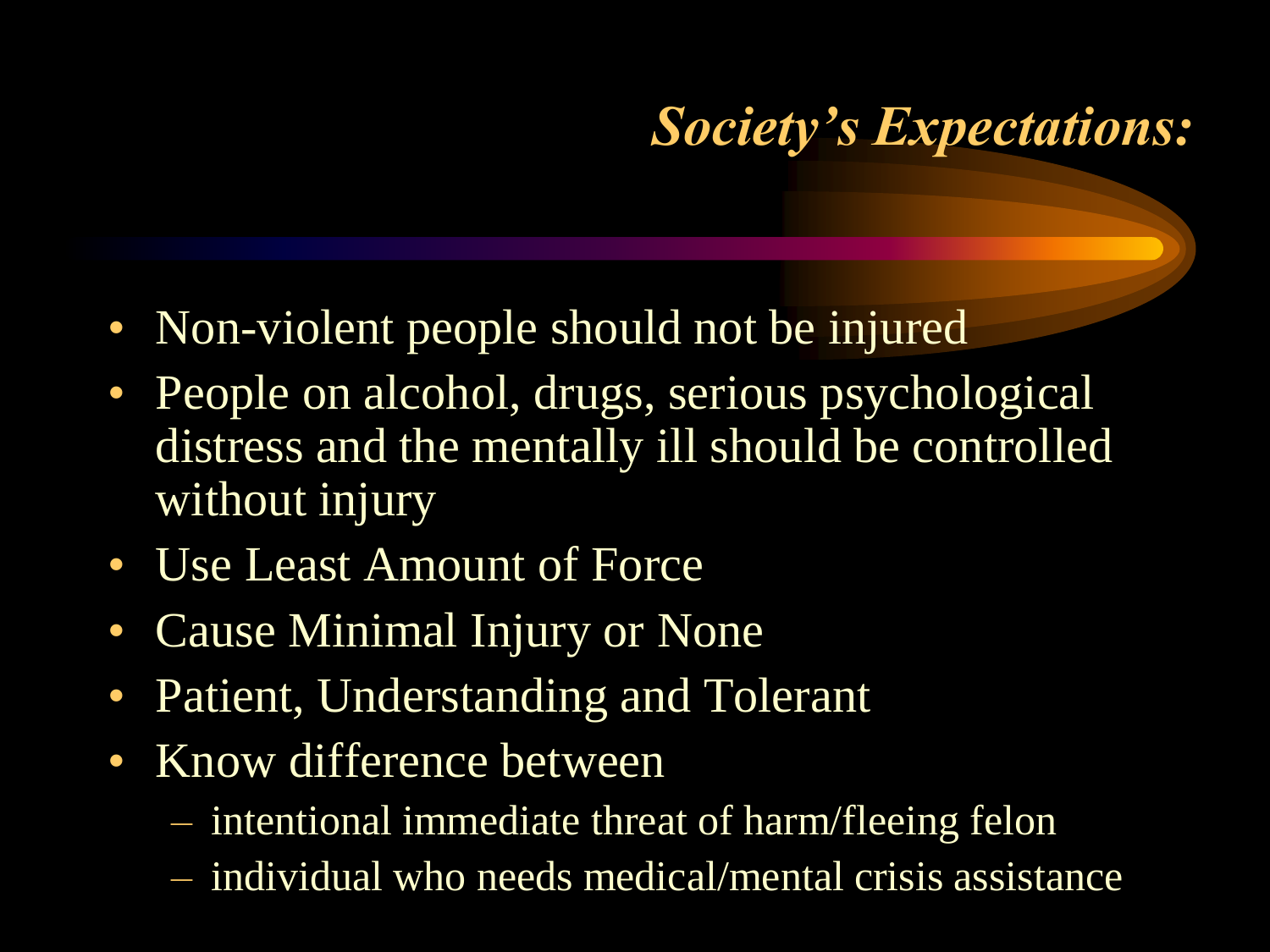# *Society's Expectations:*

- Non-violent people should not be injured
- People on alcohol, drugs, serious psychological distress and the mentally ill should be controlled without injury
- Use Least Amount of Force
- Cause Minimal Injury or None
- Patient, Understanding and Tolerant
- Know difference between
  - intentional immediate threat of harm/fleeing felon
  - individual who needs medical/mental crisis assistance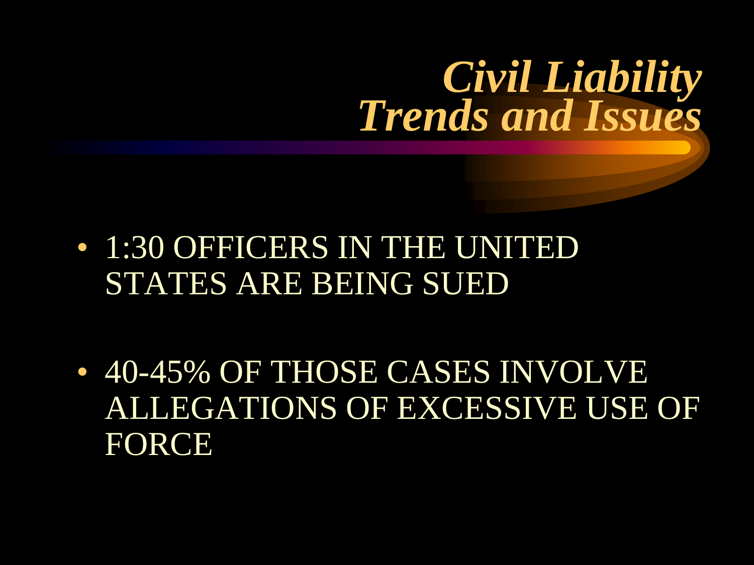# *Civil Liability Trends and Issues*

- 1:30 OFFICERS IN THE UNITED STATES ARE BEING SUED
- 40-45% OF THOSE CASES INVOLVE ALLEGATIONS OF EXCESSIVE USE OF FORCE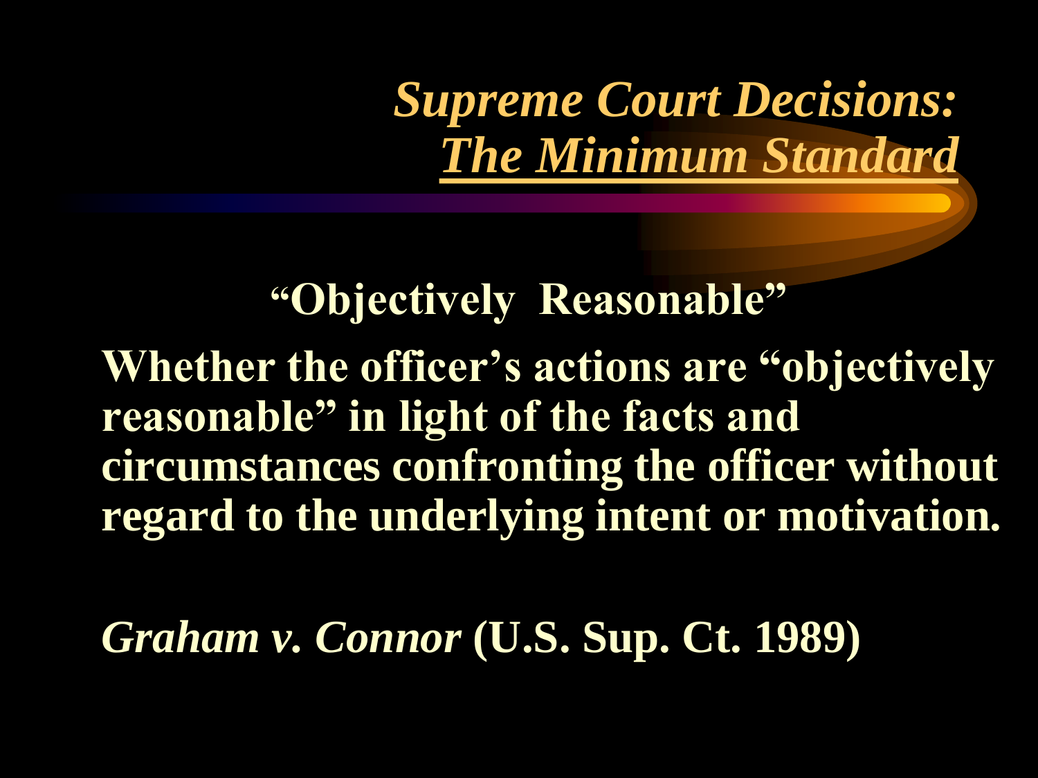# *Supreme Court Decisions: <u>The Minimum Standard</u>*

**"Objectively Reasonable"**

**Whether the officer's actions are "objectively reasonable" in light of the facts and circumstances confronting the officer without regard to the underlying intent or motivation.**

***Graham v. Connor*** **(U.S. Sup. Ct. 1989)**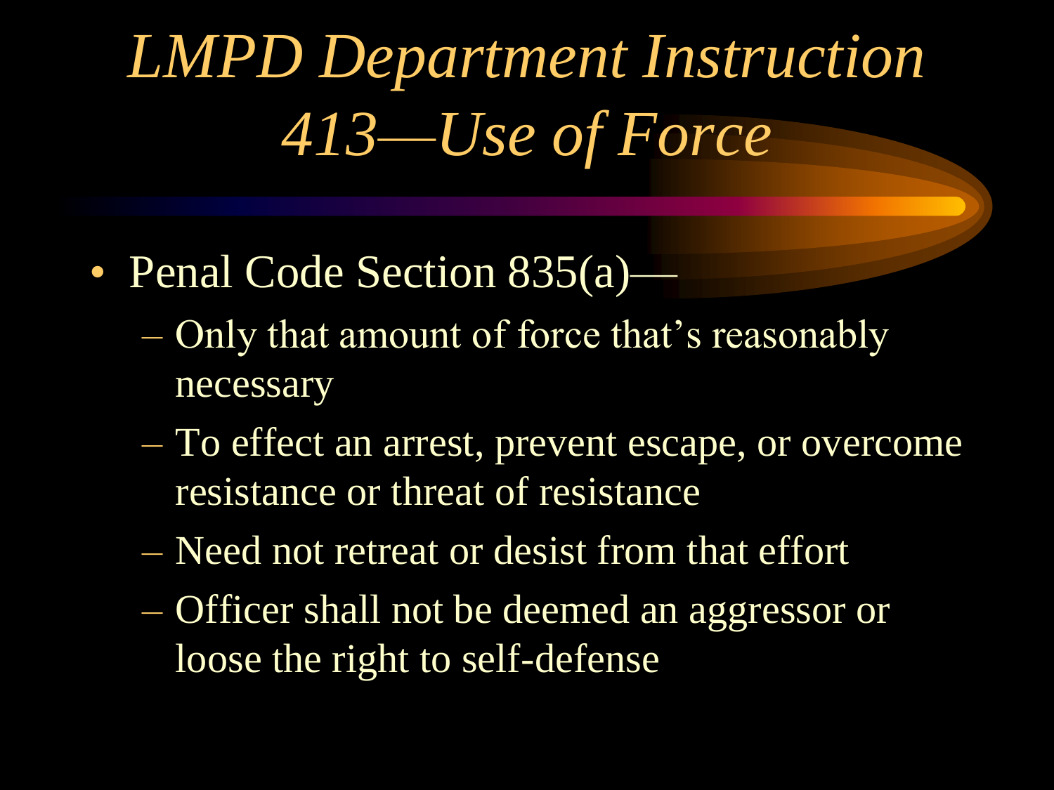# LMPD Department Instruction 413—Use of Force

- Penal Code Section 835(a)—
  - Only that amount of force that's reasonably necessary
  - To effect an arrest, prevent escape, or overcome resistance or threat of resistance
  - Need not retreat or desist from that effort
  - Officer shall not be deemed an aggressor or loose the right to self-defense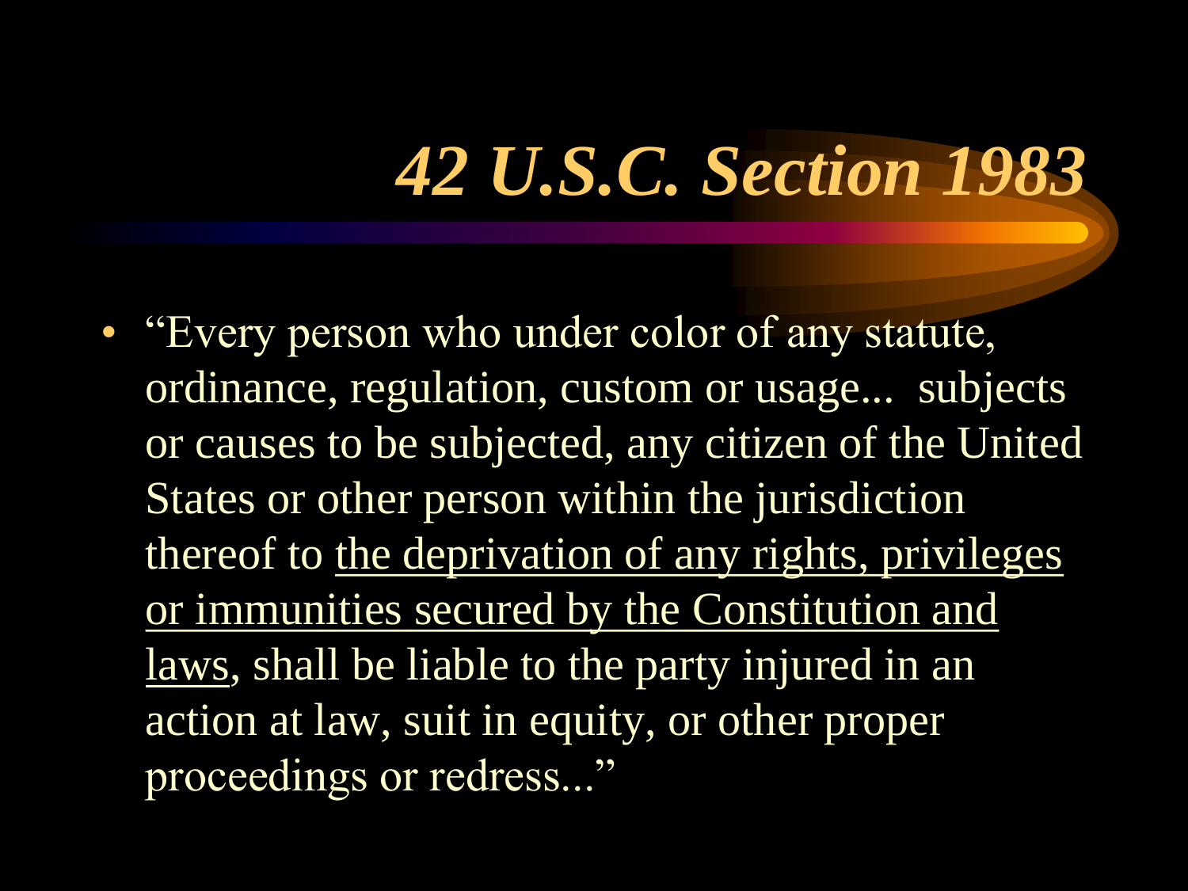# *42 U.S.C. Section 1983*

- "Every person who under color of any statute, ordinance, regulation, custom or usage... subjects or causes to be subjected, any citizen of the United States or other person within the jurisdiction thereof to <u>the deprivation of any rights, privileges or immunities secured by the Constitution and laws</u>, shall be liable to the party injured in an action at law, suit in equity, or other proper proceedings or redress..."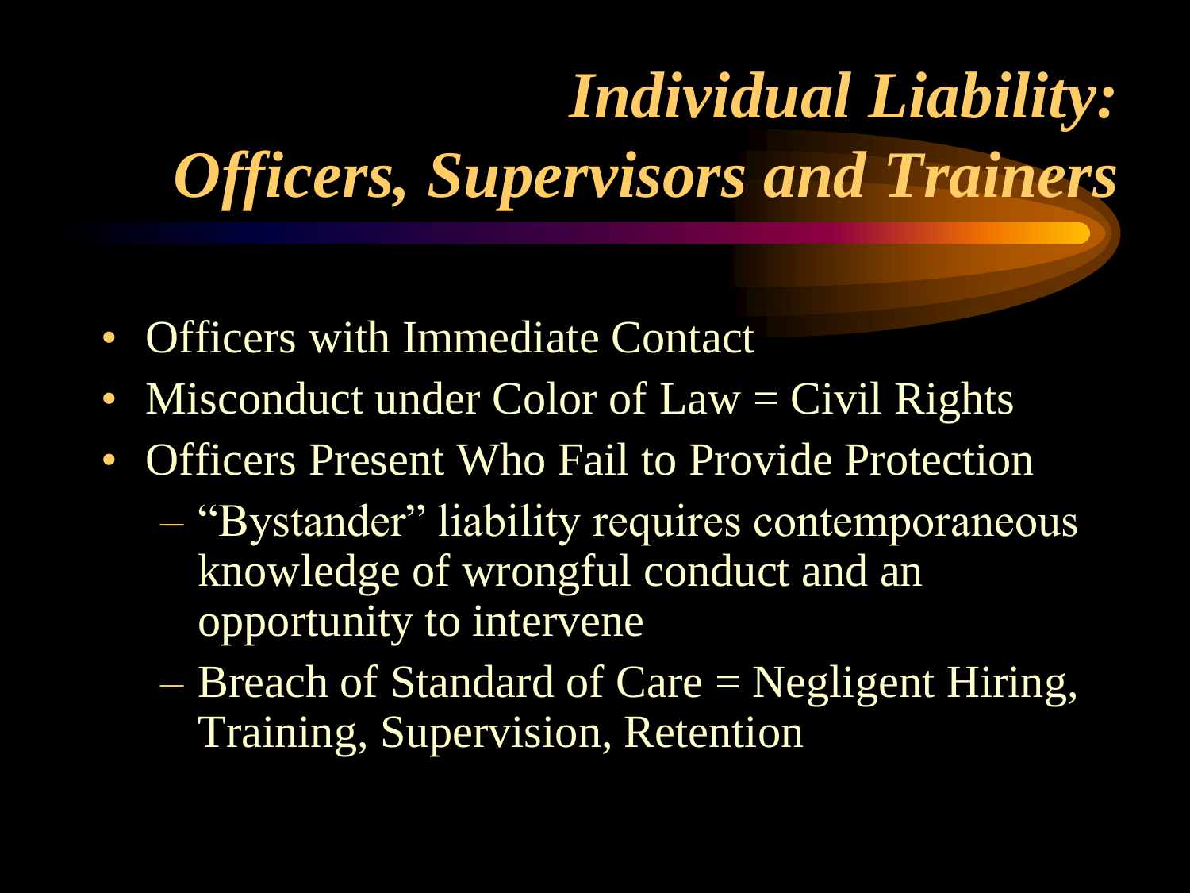# *Individual Liability: Officers, Supervisors and Trainers*

- Officers with Immediate Contact
- Misconduct under Color of Law = Civil Rights
- Officers Present Who Fail to Provide Protection
  - "Bystander" liability requires contemporaneous knowledge of wrongful conduct and an opportunity to intervene
  - Breach of Standard of Care = Negligent Hiring, Training, Supervision, Retention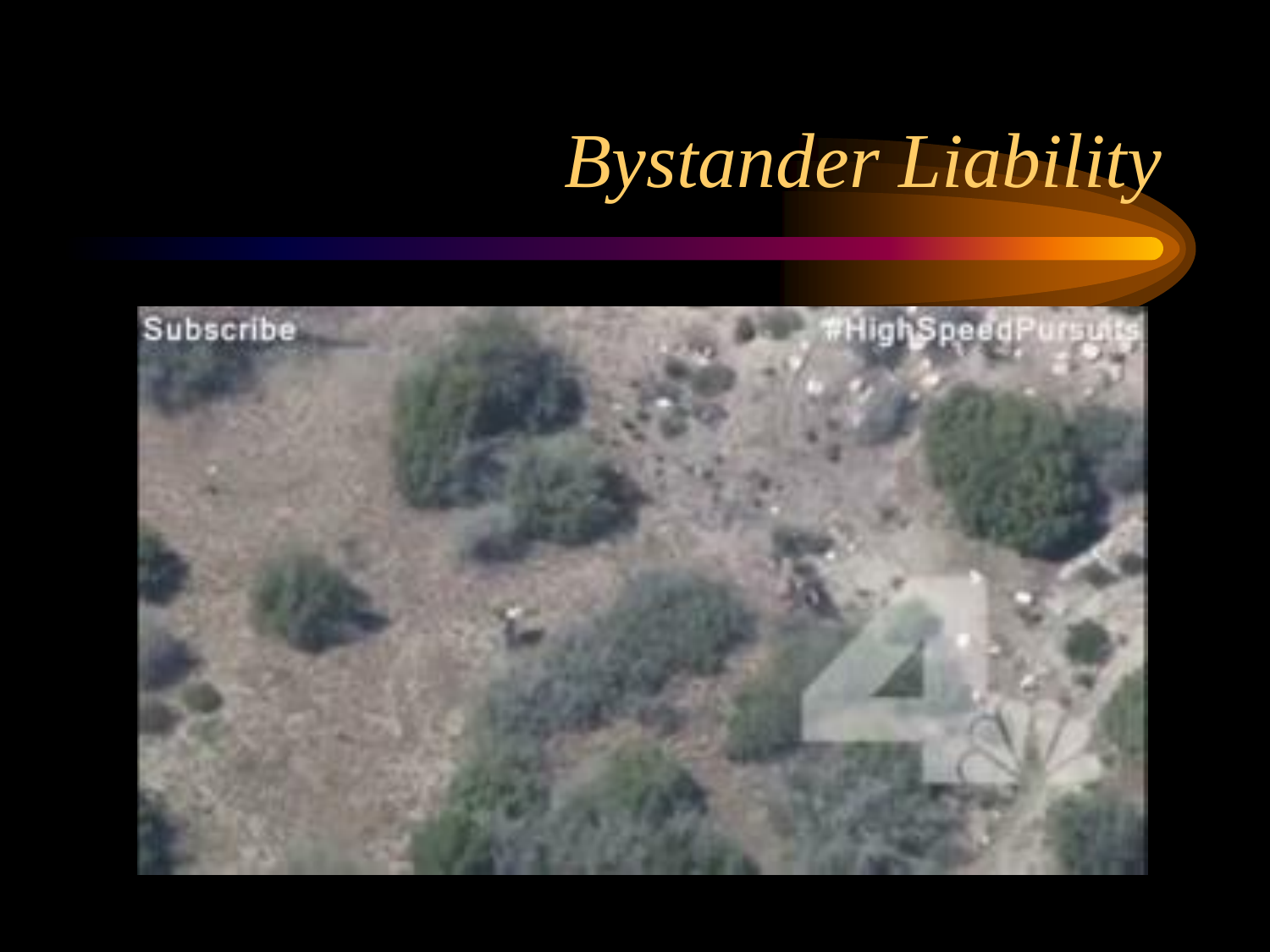# *Bystander Liability*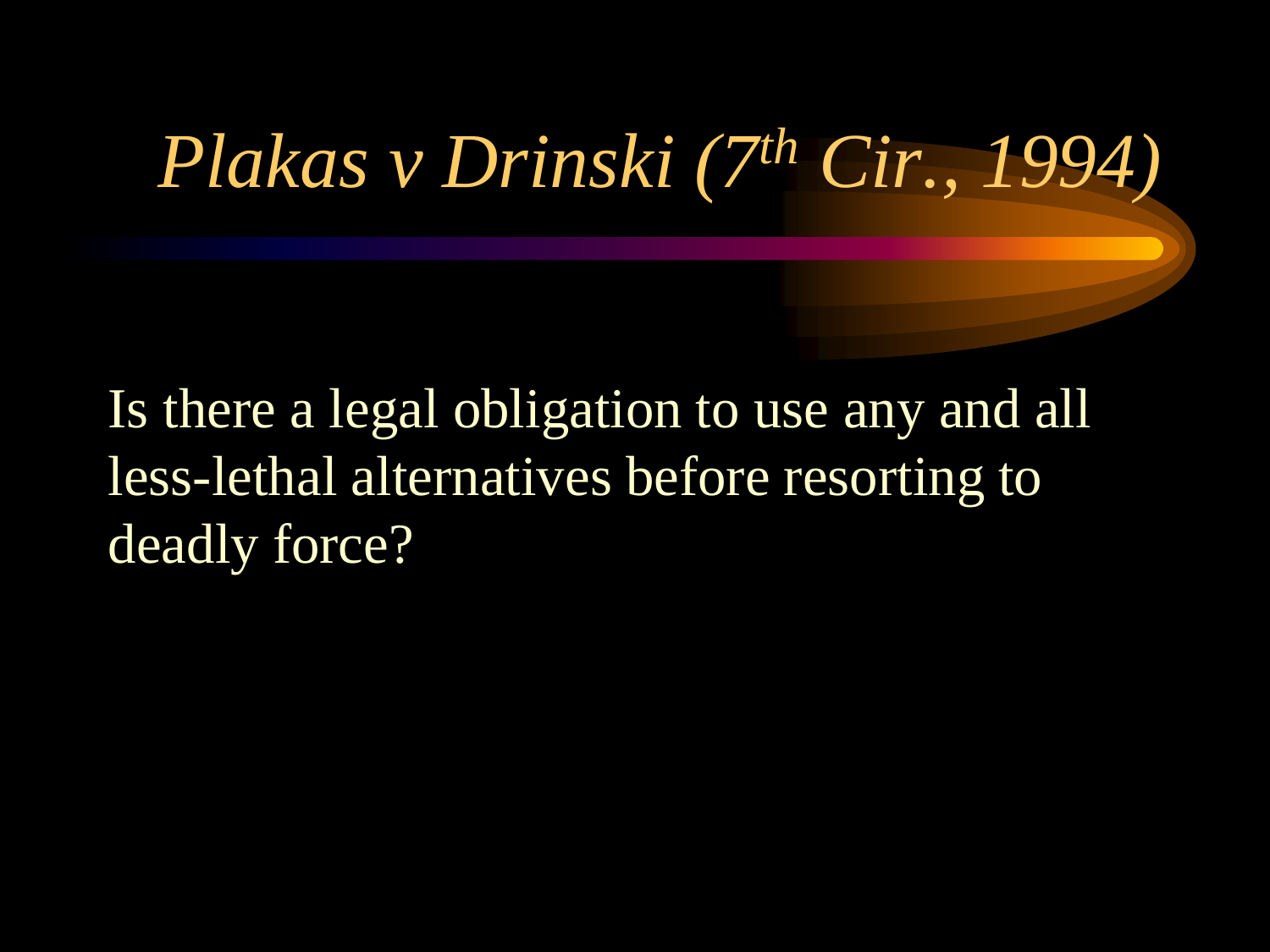# *Plakas v Drinski (7th Cir., 1994)*

Is there a legal obligation to use any and all less-lethal alternatives before resorting to deadly force?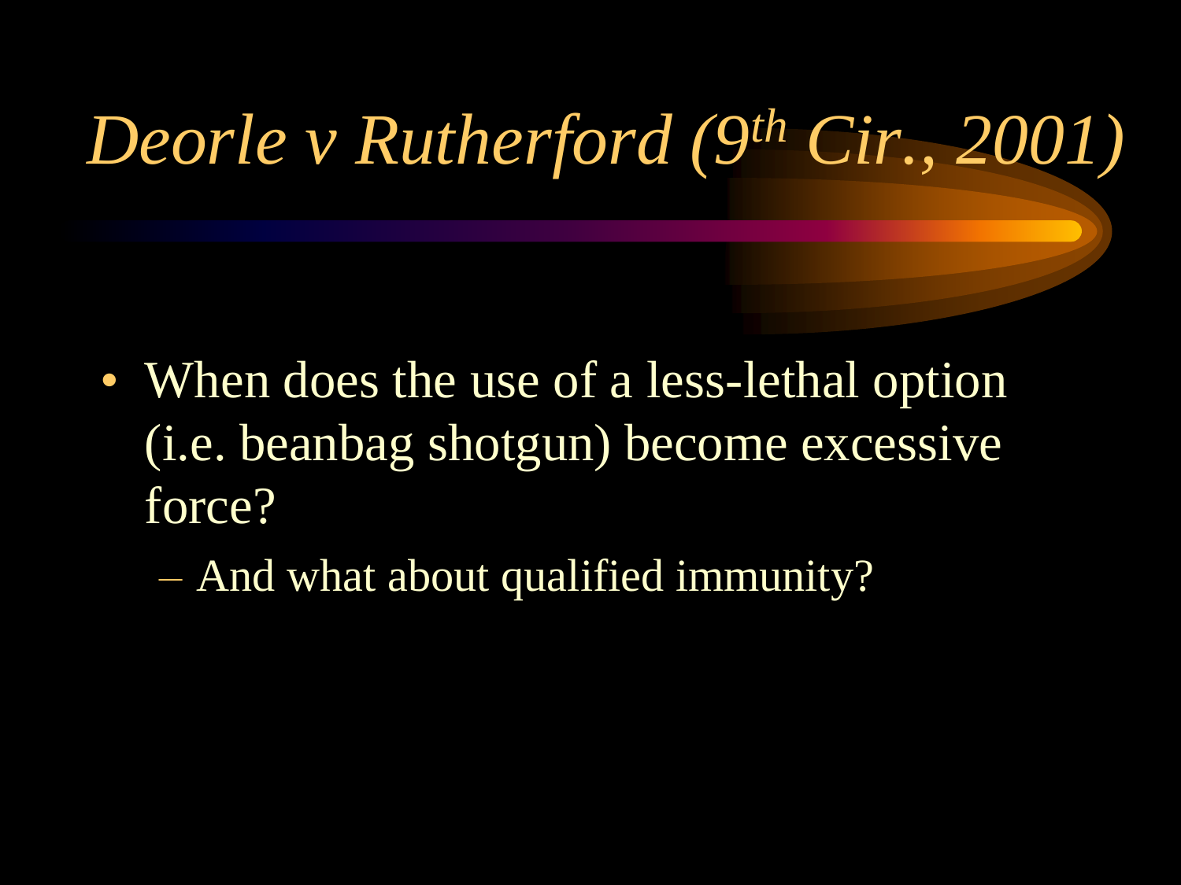# *Deorle v Rutherford (9th Cir., 2001)*

- When does the use of a less-lethal option (i.e. beanbag shotgun) become excessive force?
  - And what about qualified immunity?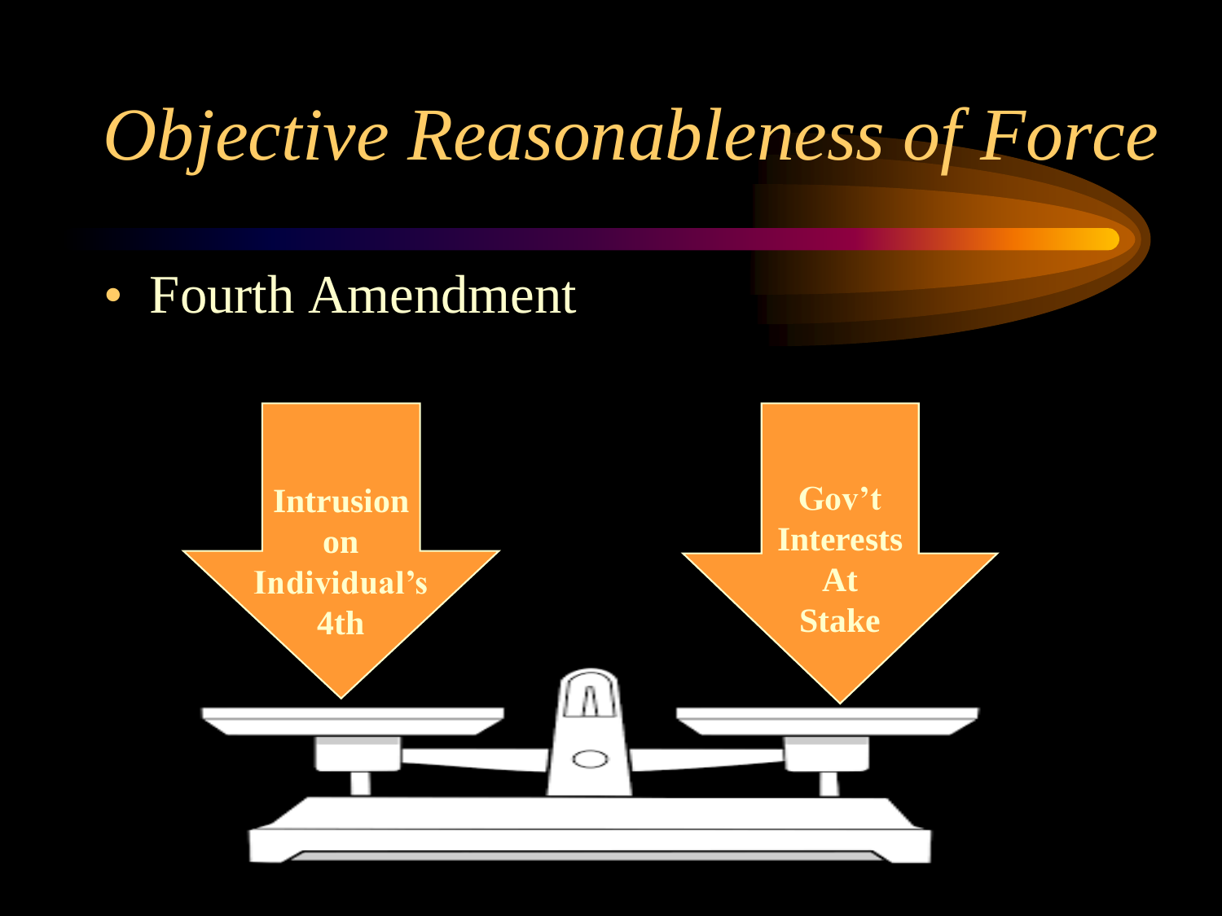# *Objective Reasonableness of Force*

- Fourth Amendment

Intrusion on Individual's 4th

Gov't Interests At Stake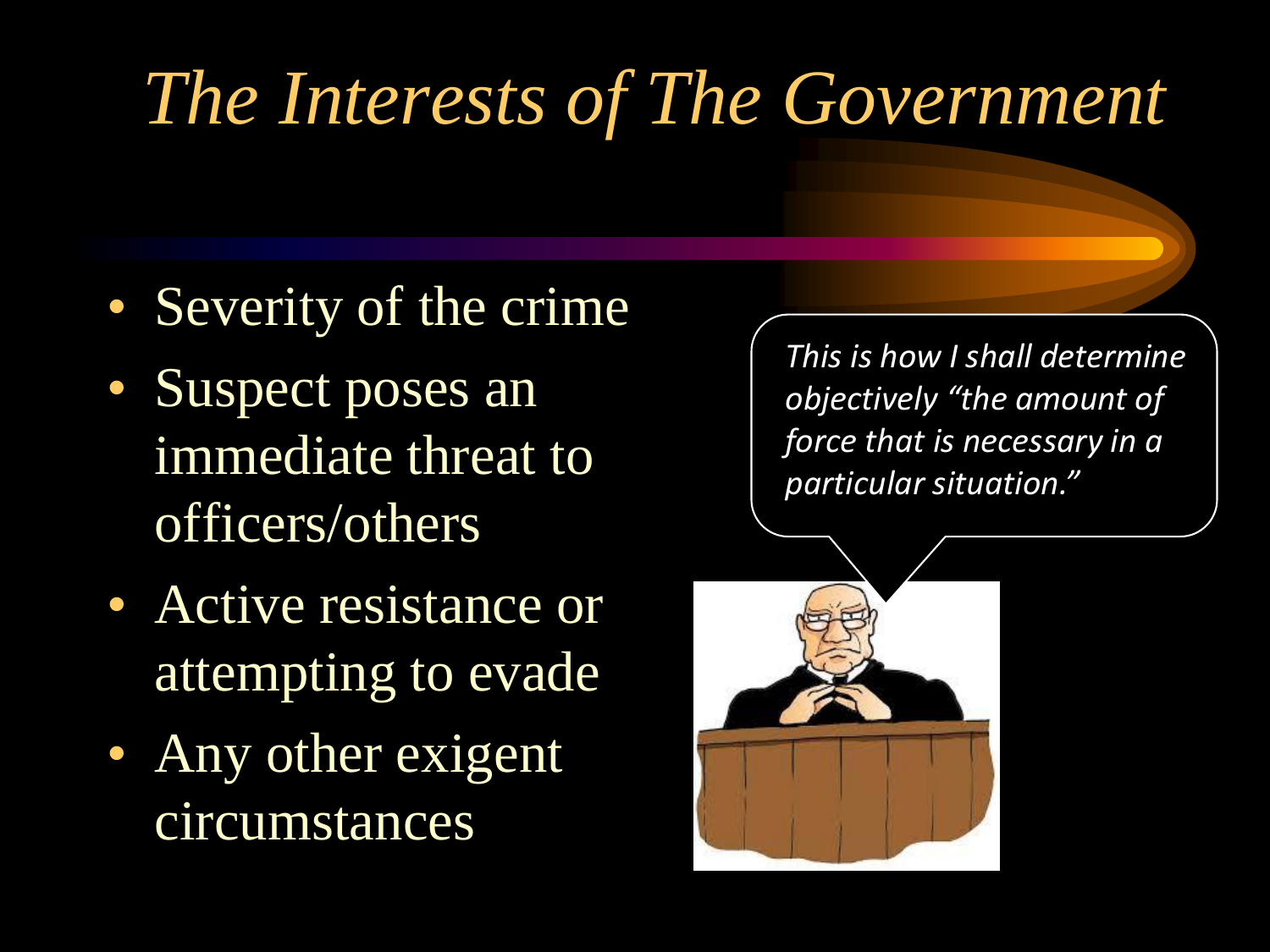# *The Interests of The Government*

- Severity of the crime
- Suspect poses an immediate threat to officers/others
- Active resistance or attempting to evade
- Any other exigent circumstances

*This is how I shall determine objectively "the amount of force that is necessary in a particular situation."*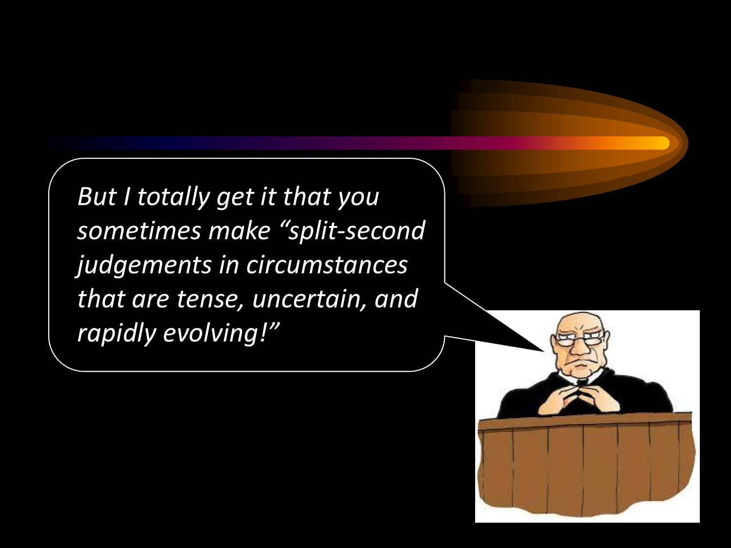*But I totally get it that you sometimes make "split-second judgements in circumstances that are tense, uncertain, and rapidly evolving!"*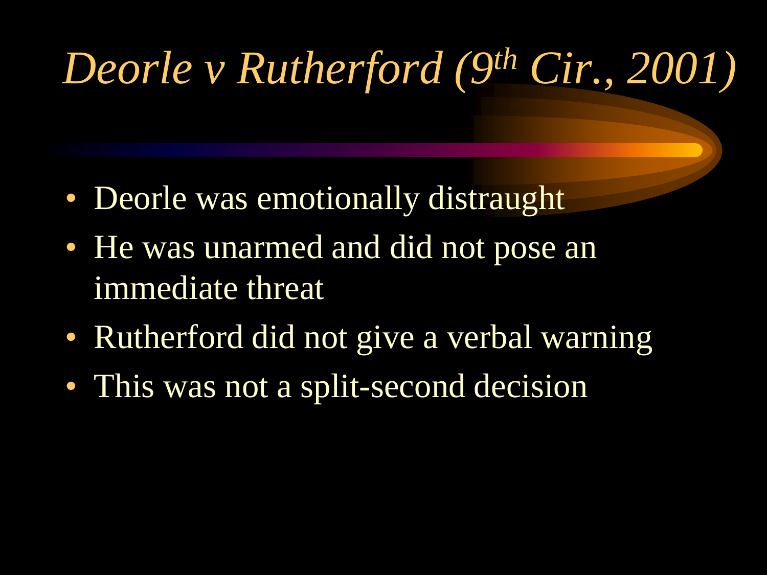# *Deorle v Rutherford (9th Cir., 2001)*

- Deorle was emotionally distraught
- He was unarmed and did not pose an immediate threat
- Rutherford did not give a verbal warning
- This was not a split-second decision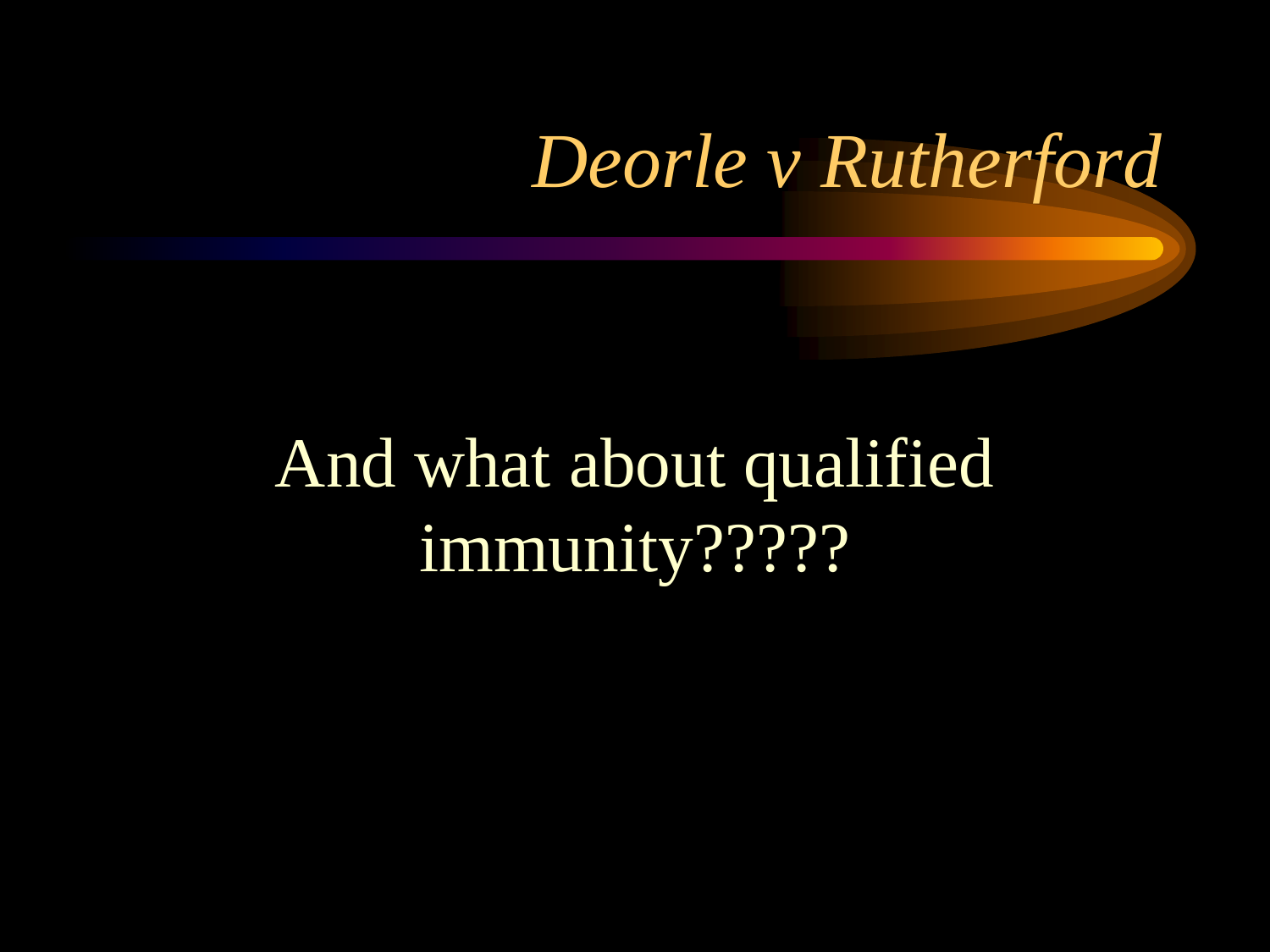# *Deorle v Rutherford*

And what about qualified immunity?????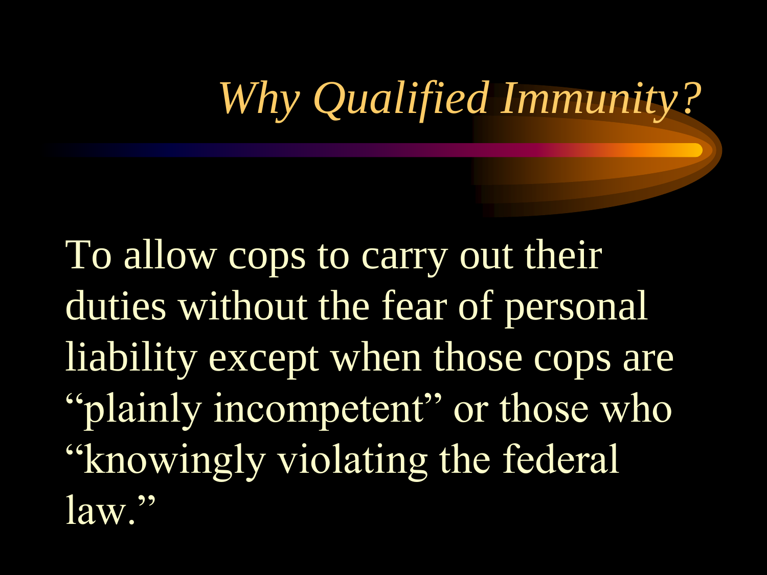# *Why Qualified Immunity?*

To allow cops to carry out their duties without the fear of personal liability except when those cops are "plainly incompetent" or those who "knowingly violating the federal law."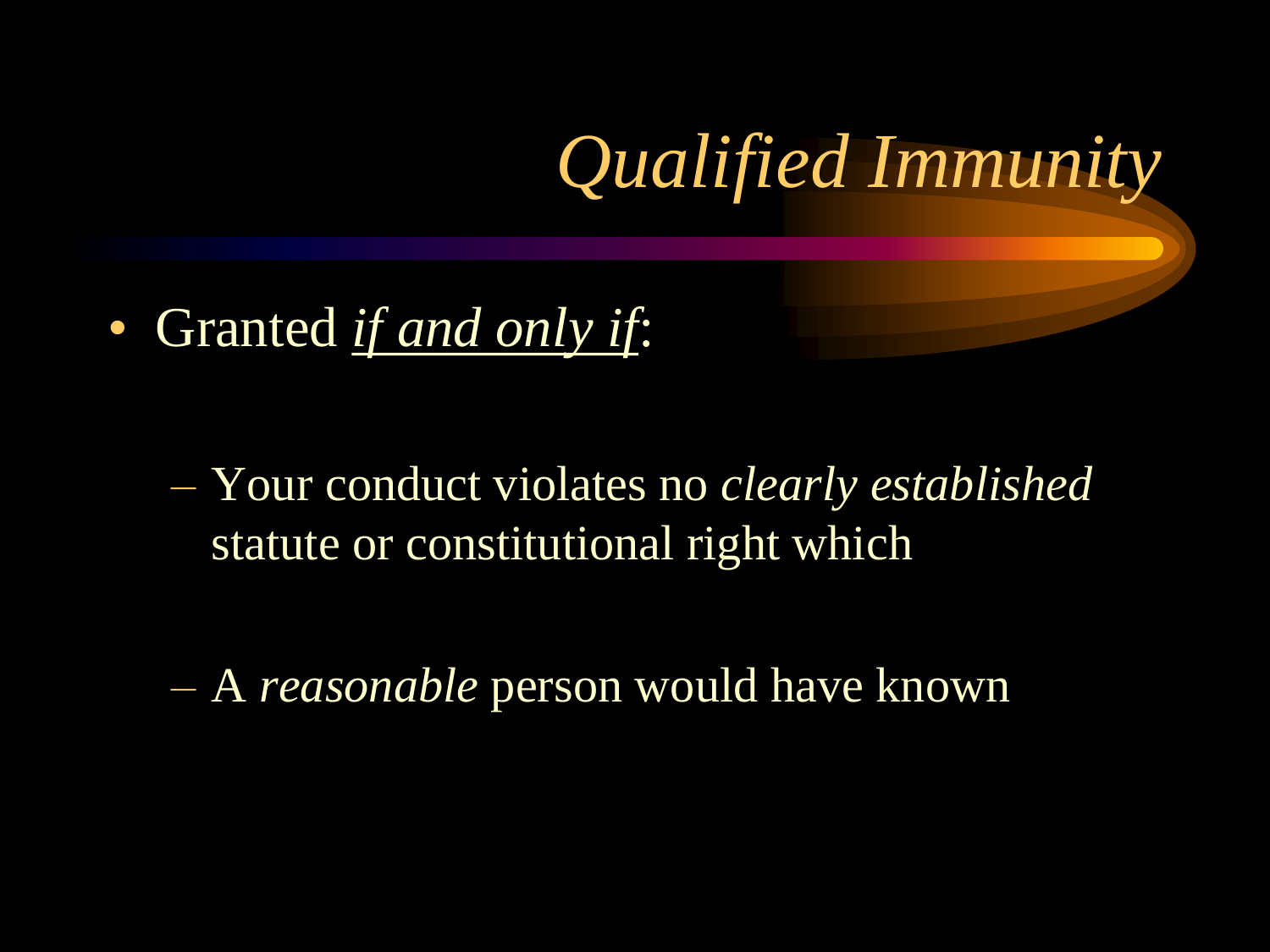# *Qualified Immunity*

- Granted *if and only if*:
  - Your conduct violates no *clearly established* statute or constitutional right which
  - A *reasonable* person would have known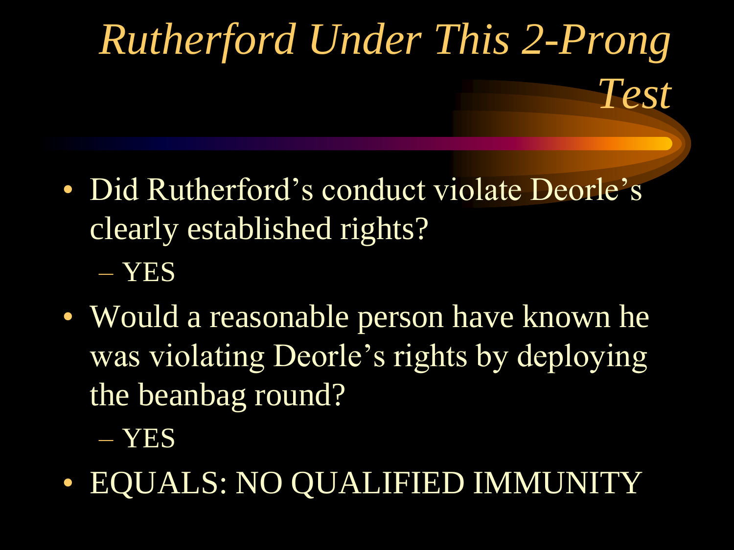# *Rutherford Under This 2-Prong Test*

- Did Rutherford's conduct violate Deorle's clearly established rights?
  - YES
- Would a reasonable person have known he was violating Deorle's rights by deploying the beanbag round?
  - YES
- EQUALS: NO QUALIFIED IMMUNITY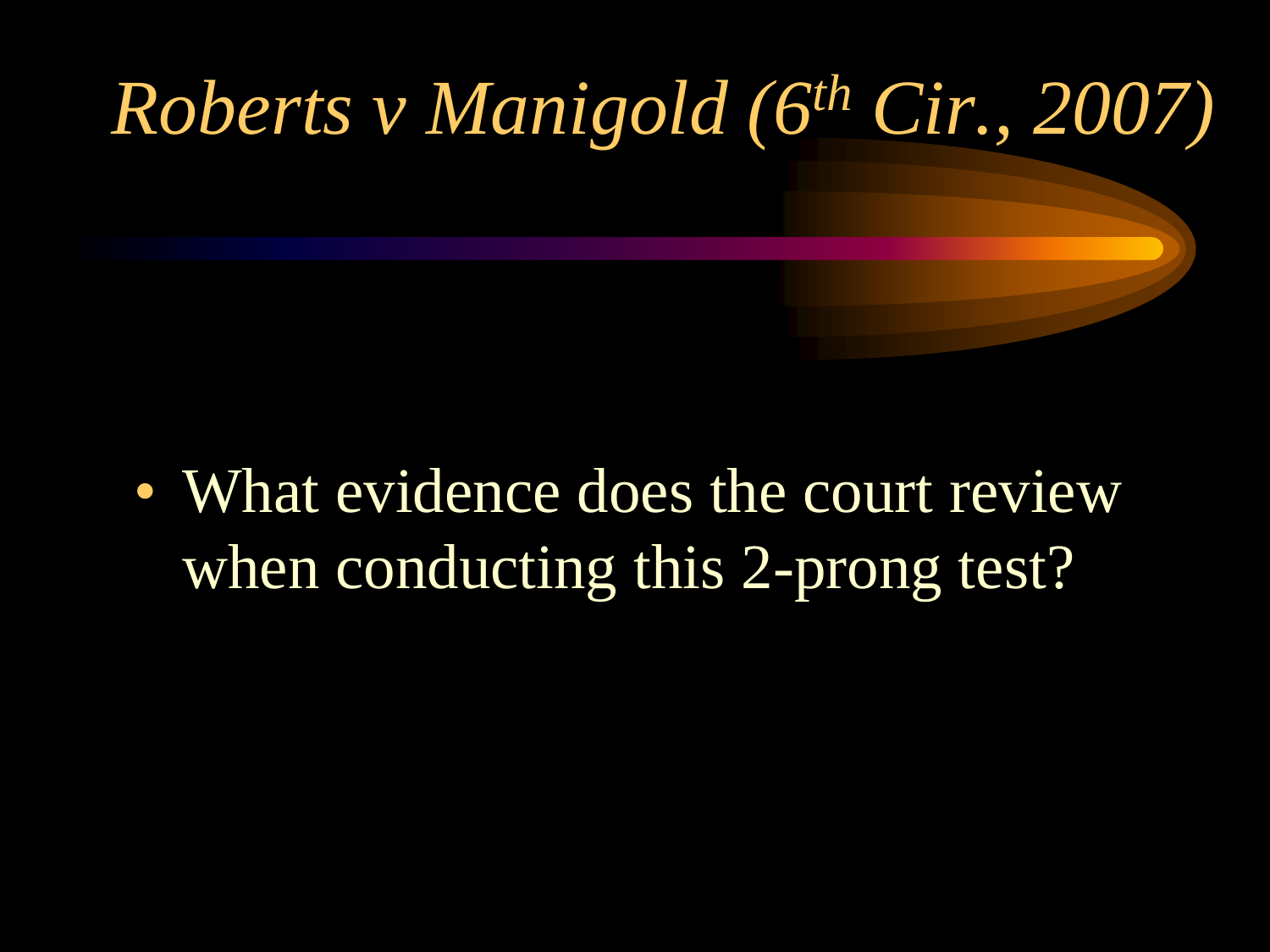# *Roberts v Manigold (6th Cir., 2007)*

- What evidence does the court review when conducting this 2-prong test?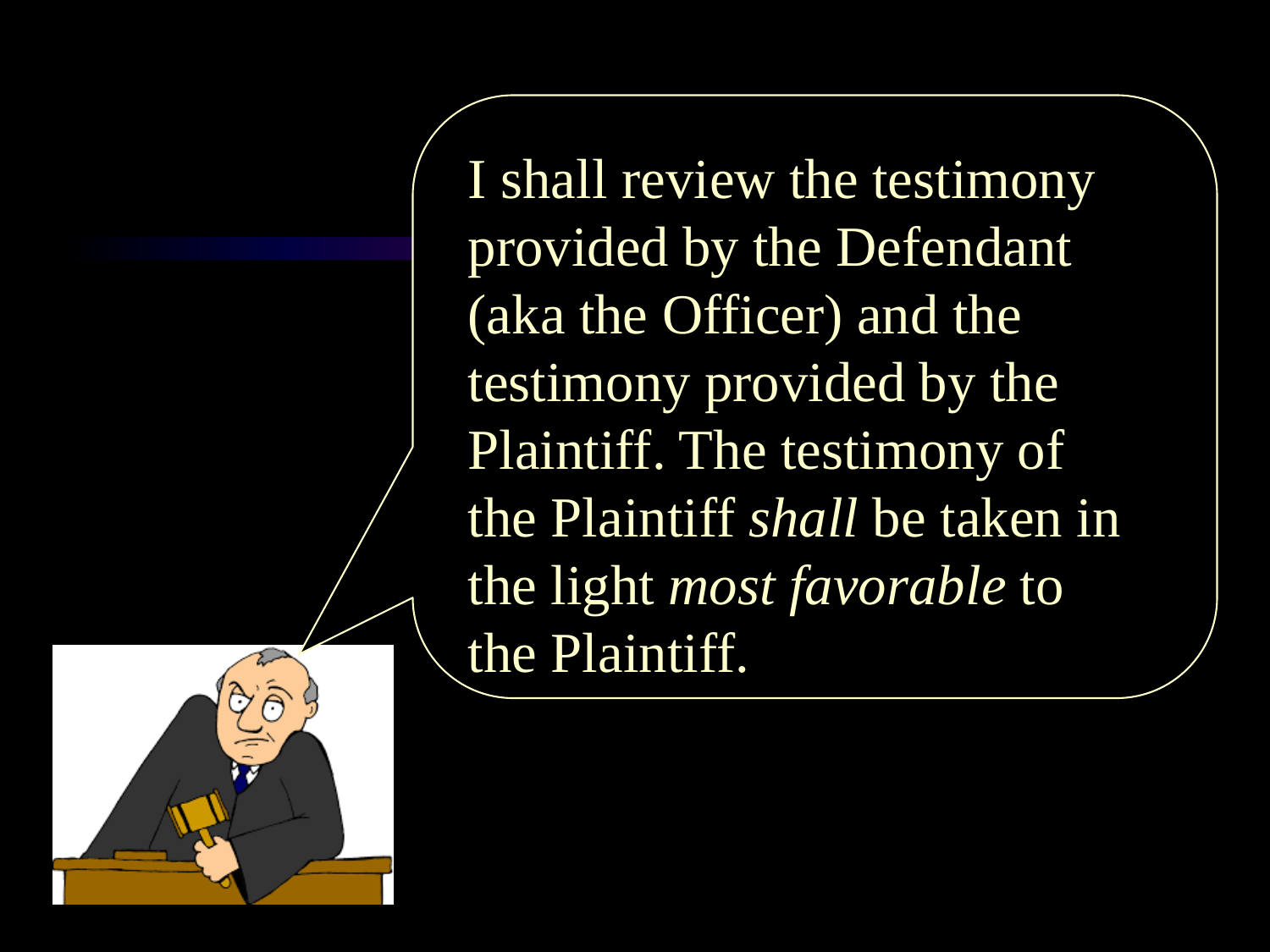I shall review the testimony provided by the Defendant (aka the Officer) and the testimony provided by the Plaintiff. The testimony of the Plaintiff *shall* be taken in the light *most favorable* to the Plaintiff.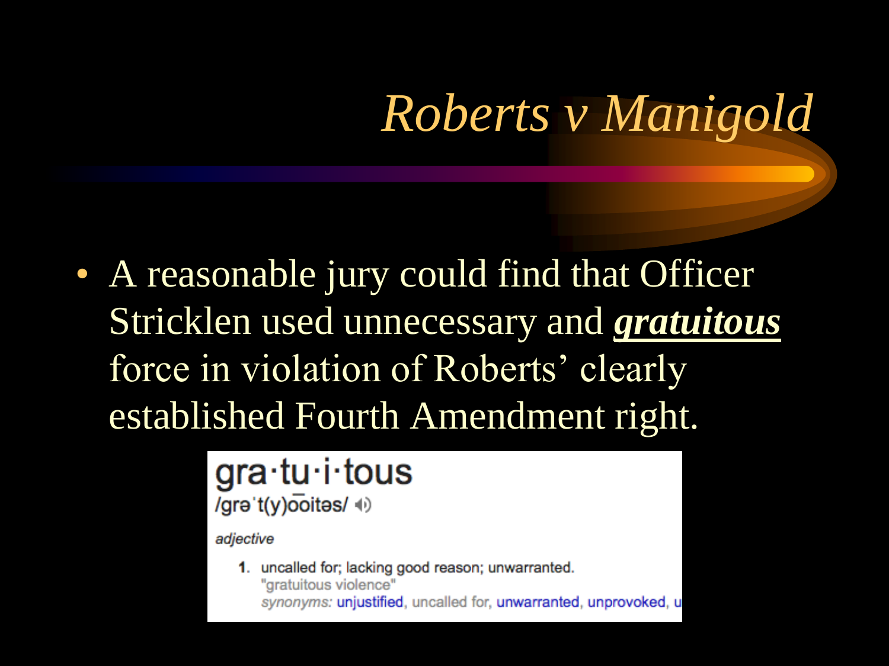# *Roberts v Manigold*

- A reasonable jury could find that Officer Stricklen used unnecessary and ***gratuitous*** force in violation of Roberts' clearly established Fourth Amendment right.

gra·tu·i·tous
/grəˈt(y)o͞oitəs/

*adjective*

1. uncalled for; lacking good reason; unwarranted.
   "gratuitous violence"
   *synonyms:* unjustified, uncalled for, unwarranted, unprovoked, u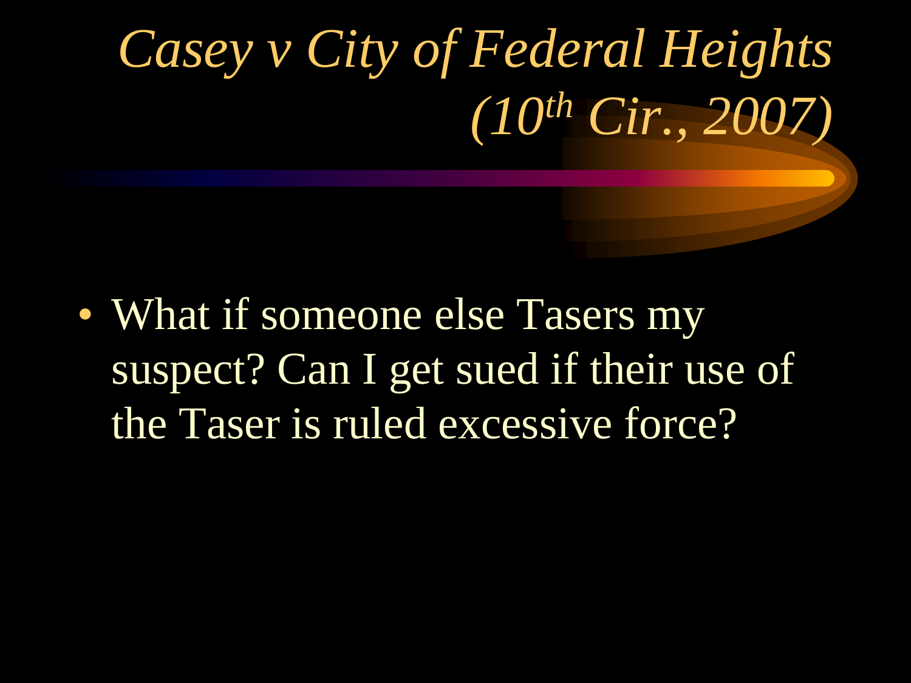# *Casey v City of Federal Heights (10th Cir., 2007)*

- What if someone else Tasers my suspect? Can I get sued if their use of the Taser is ruled excessive force?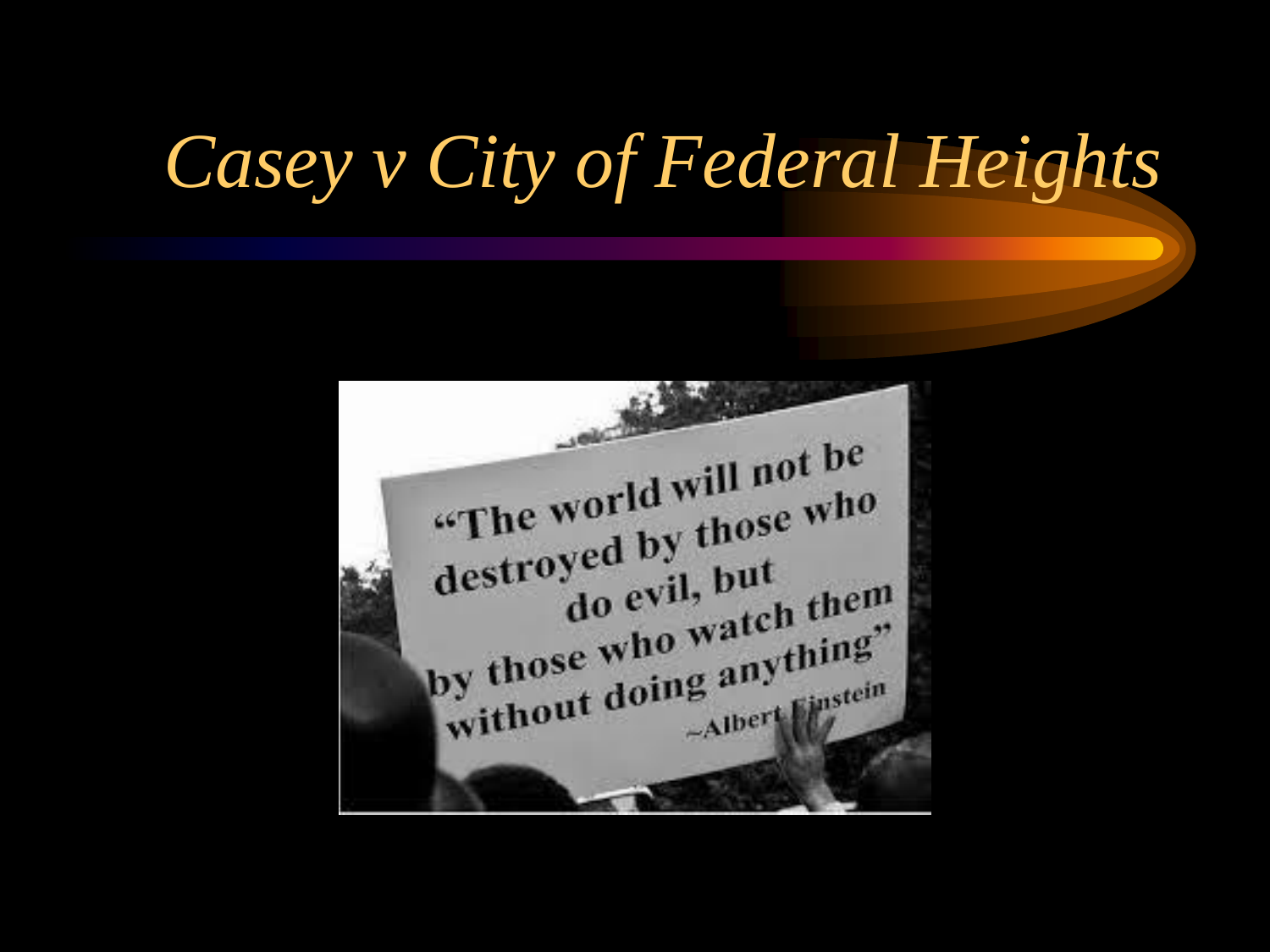# *Casey v City of Federal Heights*

"The world will not be destroyed by those who do evil, but by those who watch them without doing anything"

~Albert Einstein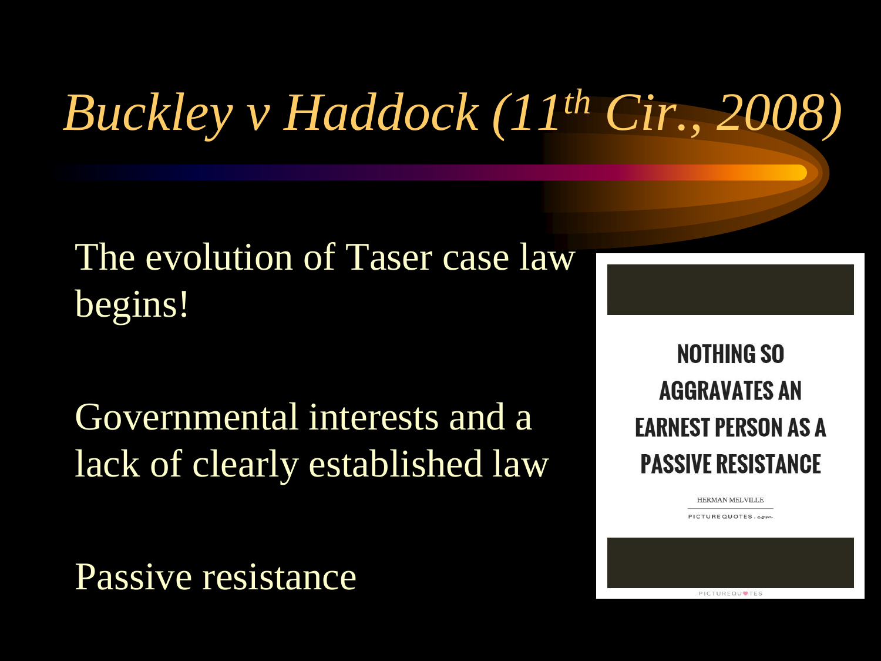# *Buckley v Haddock (11$^{th}$ Cir., 2008)*

The evolution of Taser case law begins!

Governmental interests and a lack of clearly established law

Passive resistance

NOTHING SO AGGRAVATES AN EARNEST PERSON AS A PASSIVE RESISTANCE

HERMAN MELVILLE

PICTURE QUOTES .com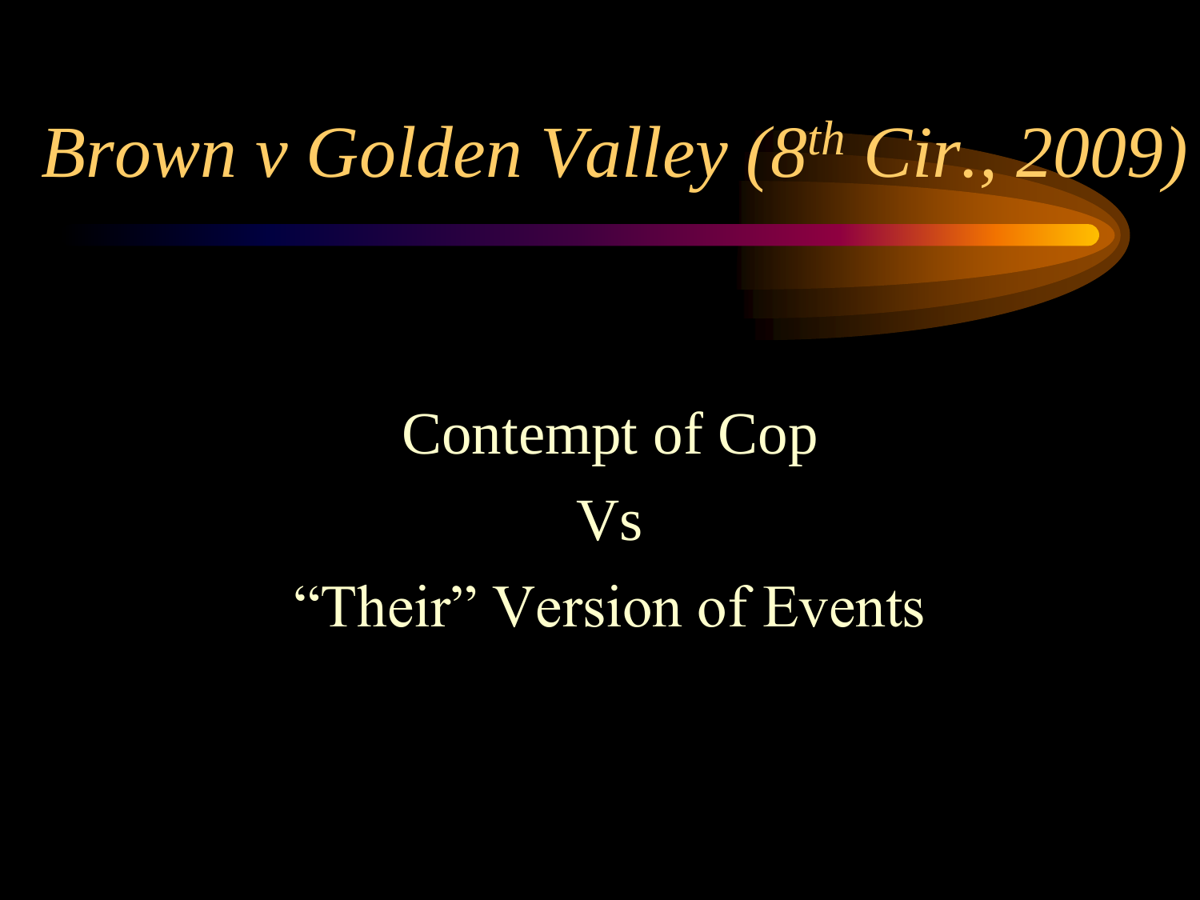# *Brown v Golden Valley (8th Cir., 2009)*

Contempt of Cop

Vs

"Their" Version of Events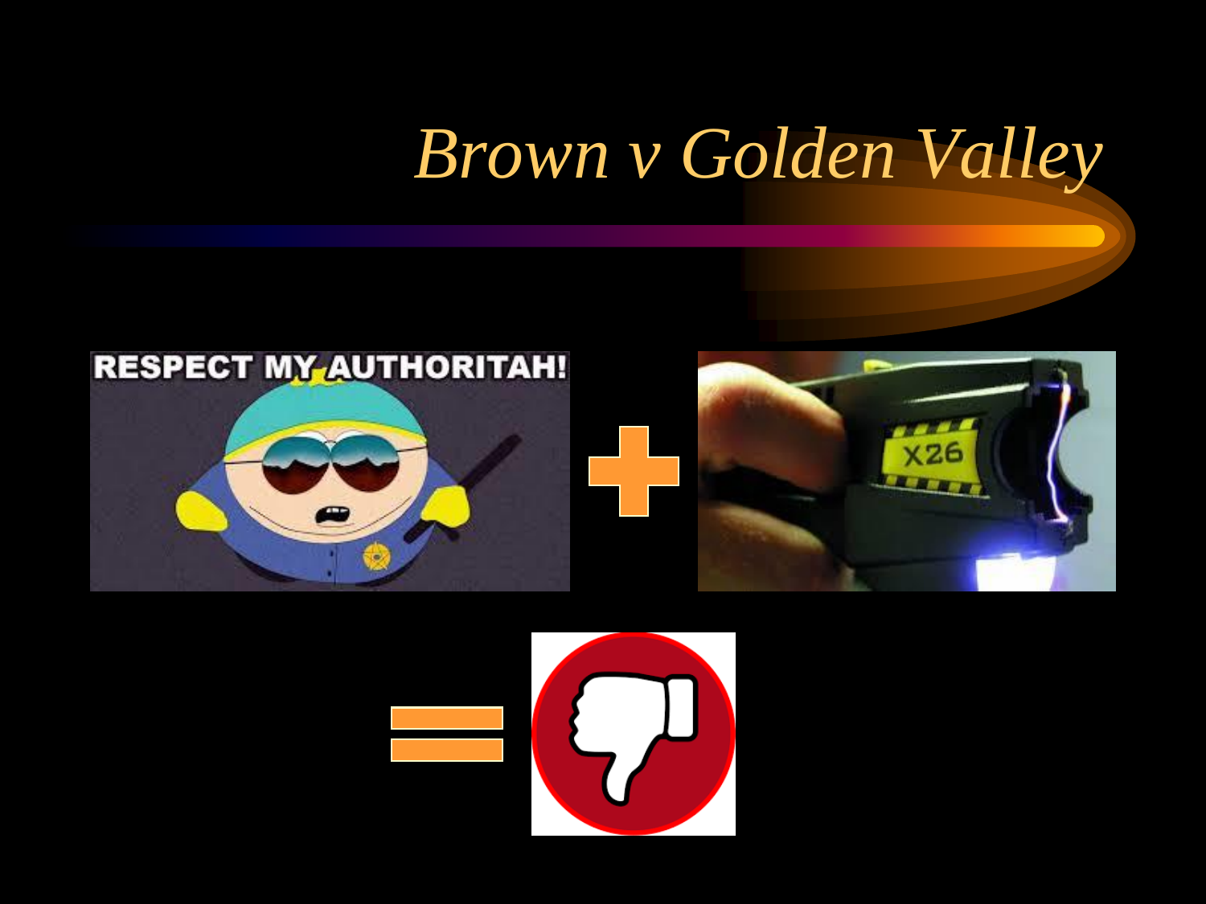# Brown v Golden Valley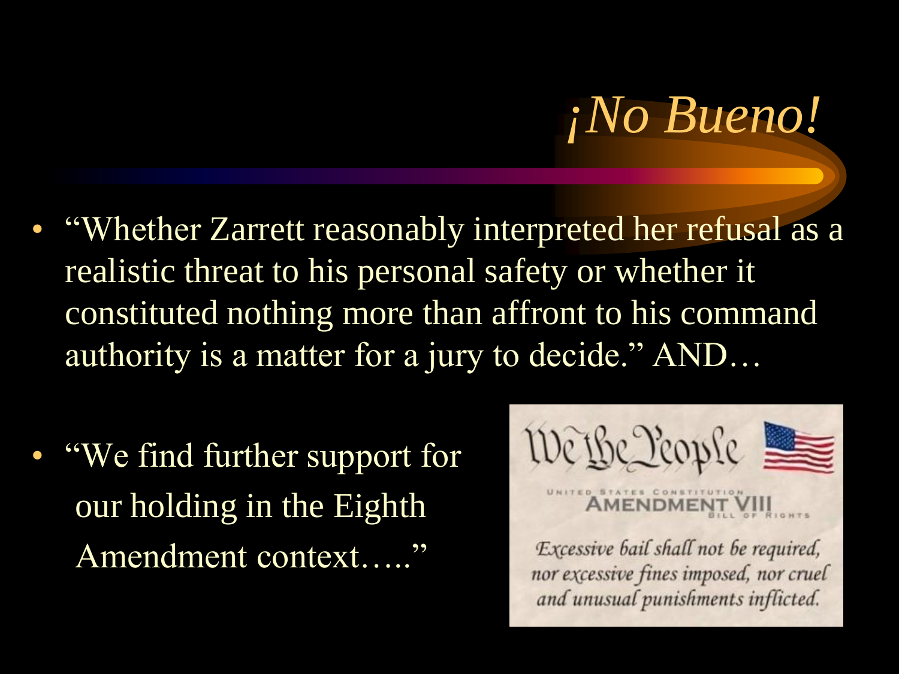# *¡No Bueno!*

- "Whether Zarrett reasonably interpreted her refusal as a realistic threat to his personal safety or whether it constituted nothing more than affront to his command authority is a matter for a jury to decide." AND…

- "We find further support for our holding in the Eighth Amendment context….."

We the People

UNITED STATES CONSTITUTION
AMENDMENT VIII
BILL OF RIGHTS

*Excessive bail shall not be required, nor excessive fines imposed, nor cruel and unusual punishments inflicted.*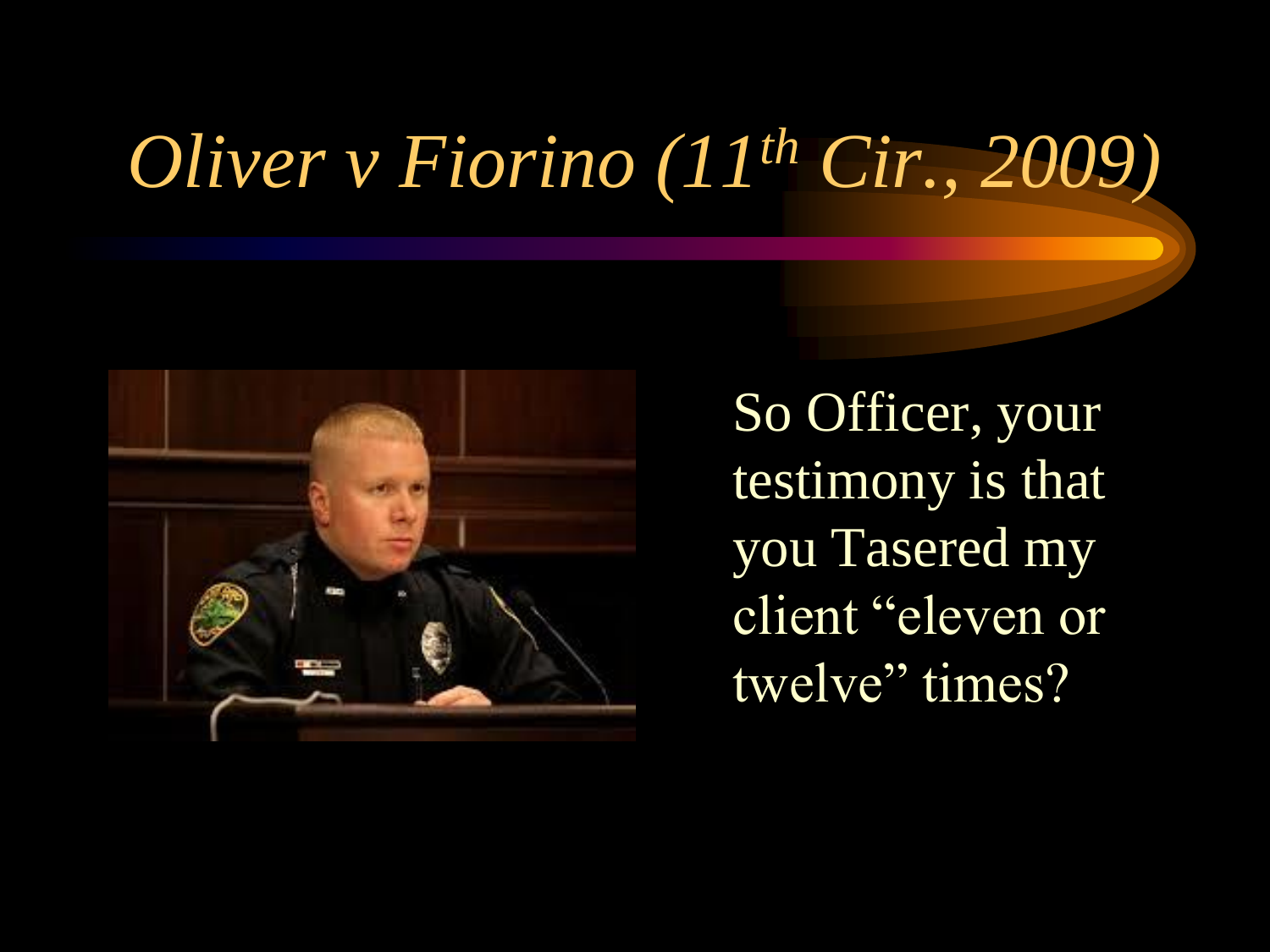# *Oliver v Fiorino (11th Cir., 2009)*

So Officer, your testimony is that you Tasered my client "eleven or twelve" times?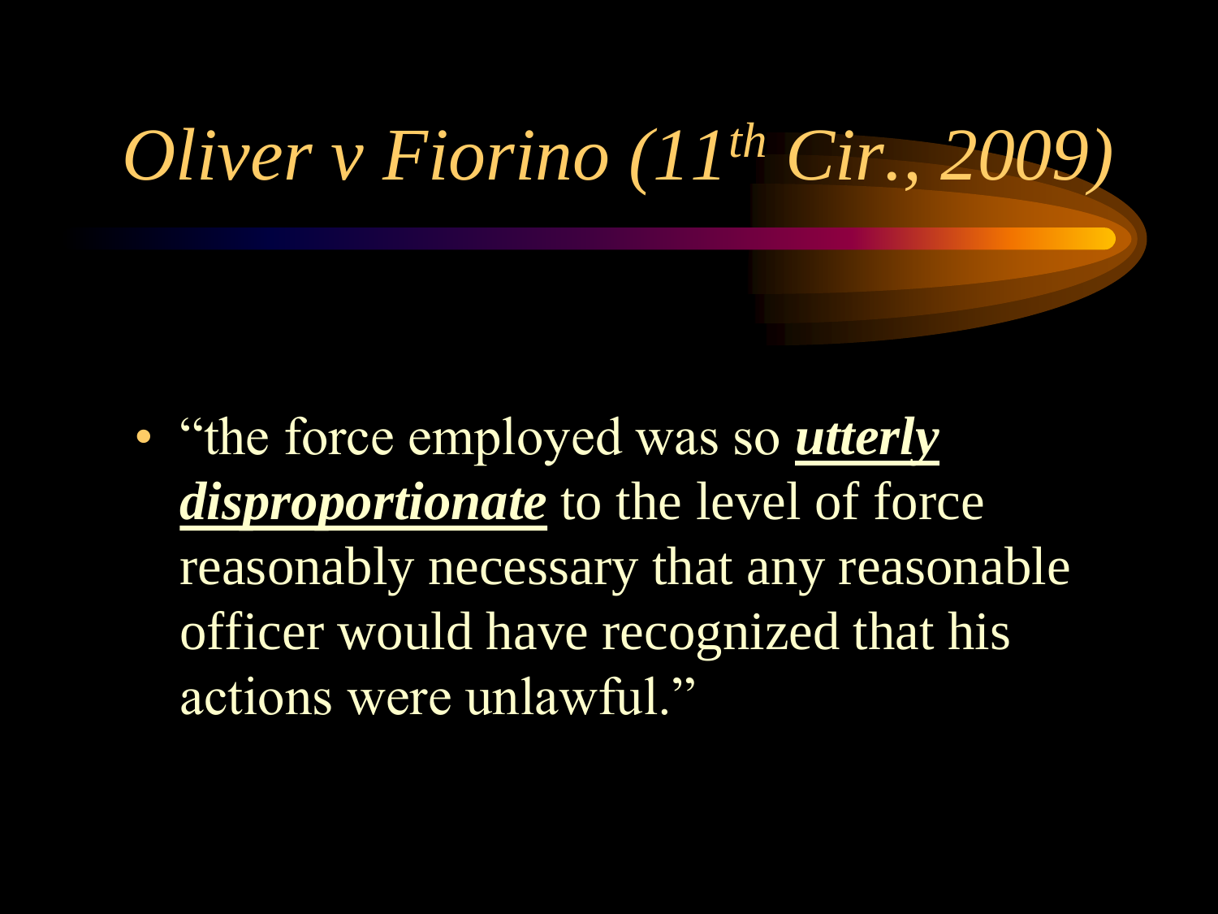# *Oliver v Fiorino (11th Cir., 2009)*

- "the force employed was so ***utterly disproportionate*** to the level of force reasonably necessary that any reasonable officer would have recognized that his actions were unlawful."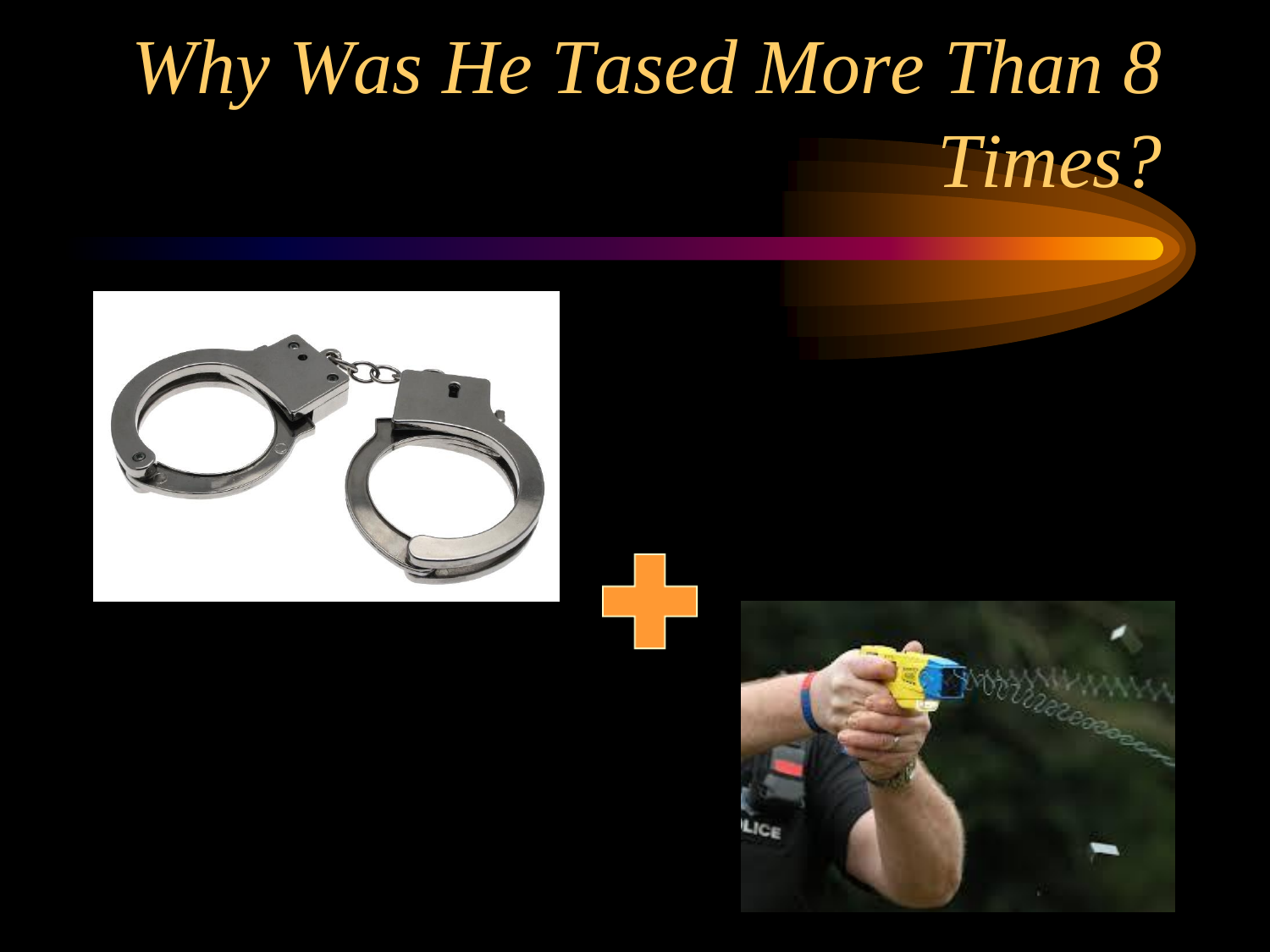# *Why Was He Tased More Than 8 Times?*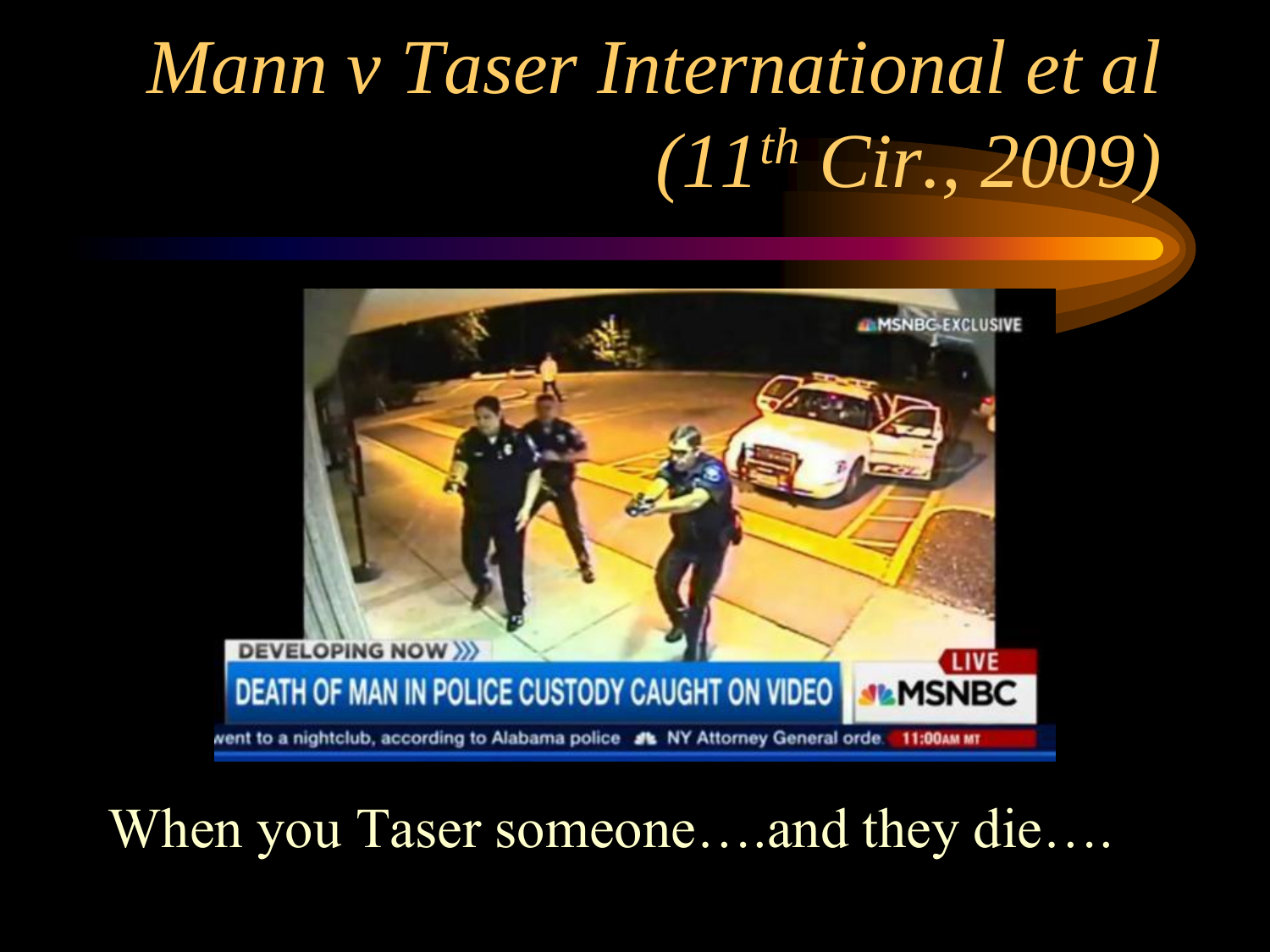# *Mann v Taser International et al (11th Cir., 2009)*

When you Taser someone….and they die….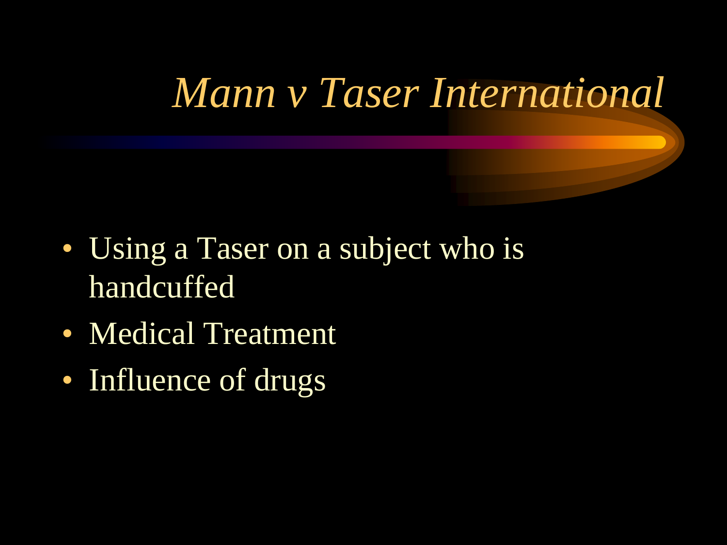# *Mann v Taser International*

- Using a Taser on a subject who is handcuffed
- Medical Treatment
- Influence of drugs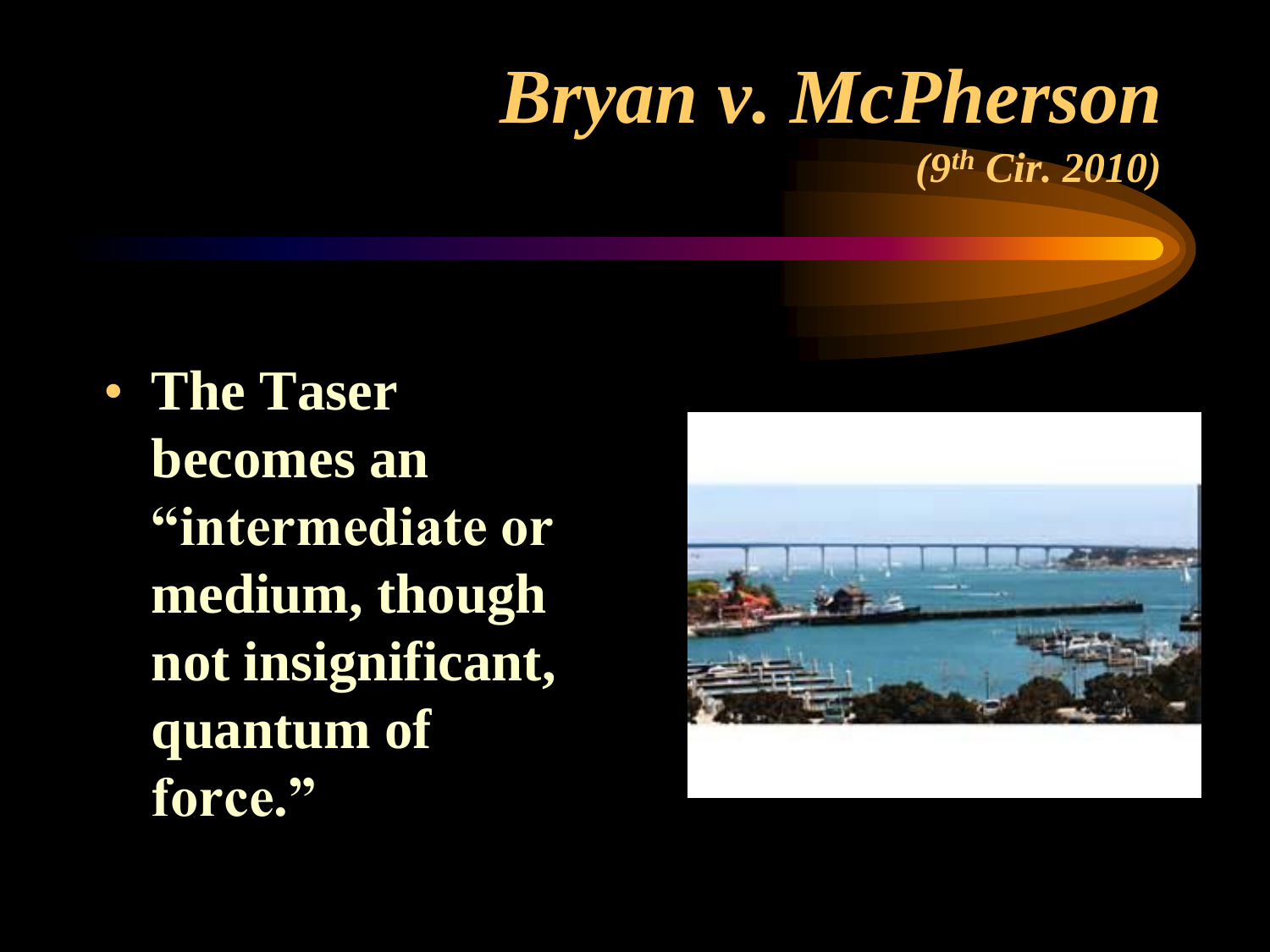# *Bryan v. McPherson*

***(9th Cir. 2010)***

- **The Taser becomes an "intermediate or medium, though not insignificant, quantum of force."**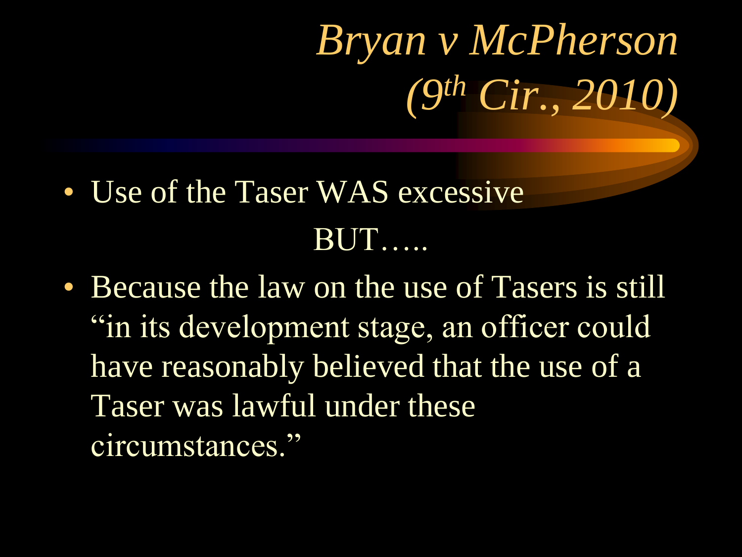# *Bryan v McPherson (9th Cir., 2010)*

- Use of the Taser WAS excessive

BUT…..

- Because the law on the use of Tasers is still "in its development stage, an officer could have reasonably believed that the use of a Taser was lawful under these circumstances."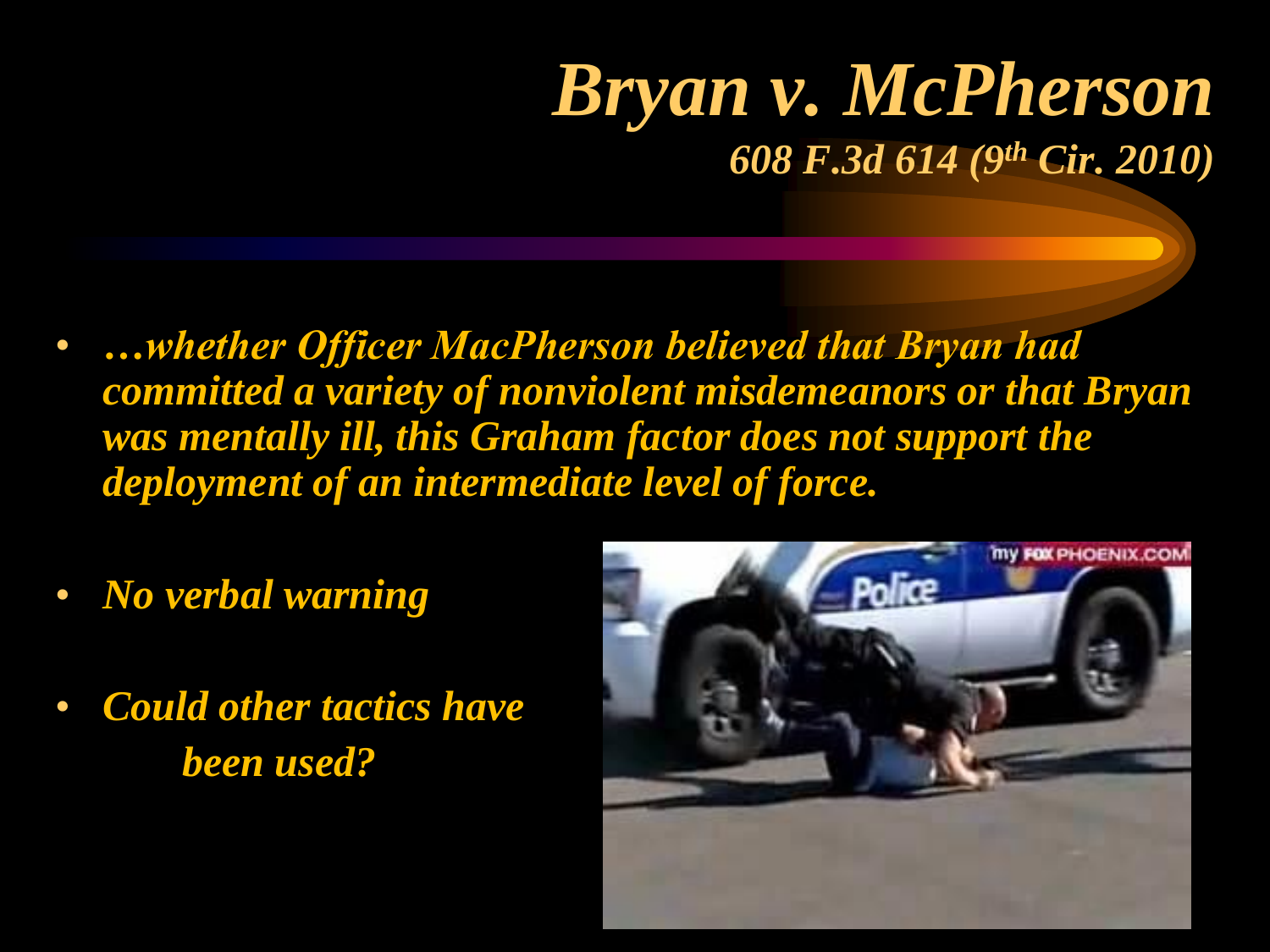# *Bryan v. McPherson*

***608 F.3d 614 (9th Cir. 2010)***

- ***…whether Officer MacPherson believed that Bryan had committed a variety of nonviolent misdemeanors or that Bryan was mentally ill, this Graham factor does not support the deployment of an intermediate level of force.***
- ***No verbal warning***
- ***Could other tactics have been used?***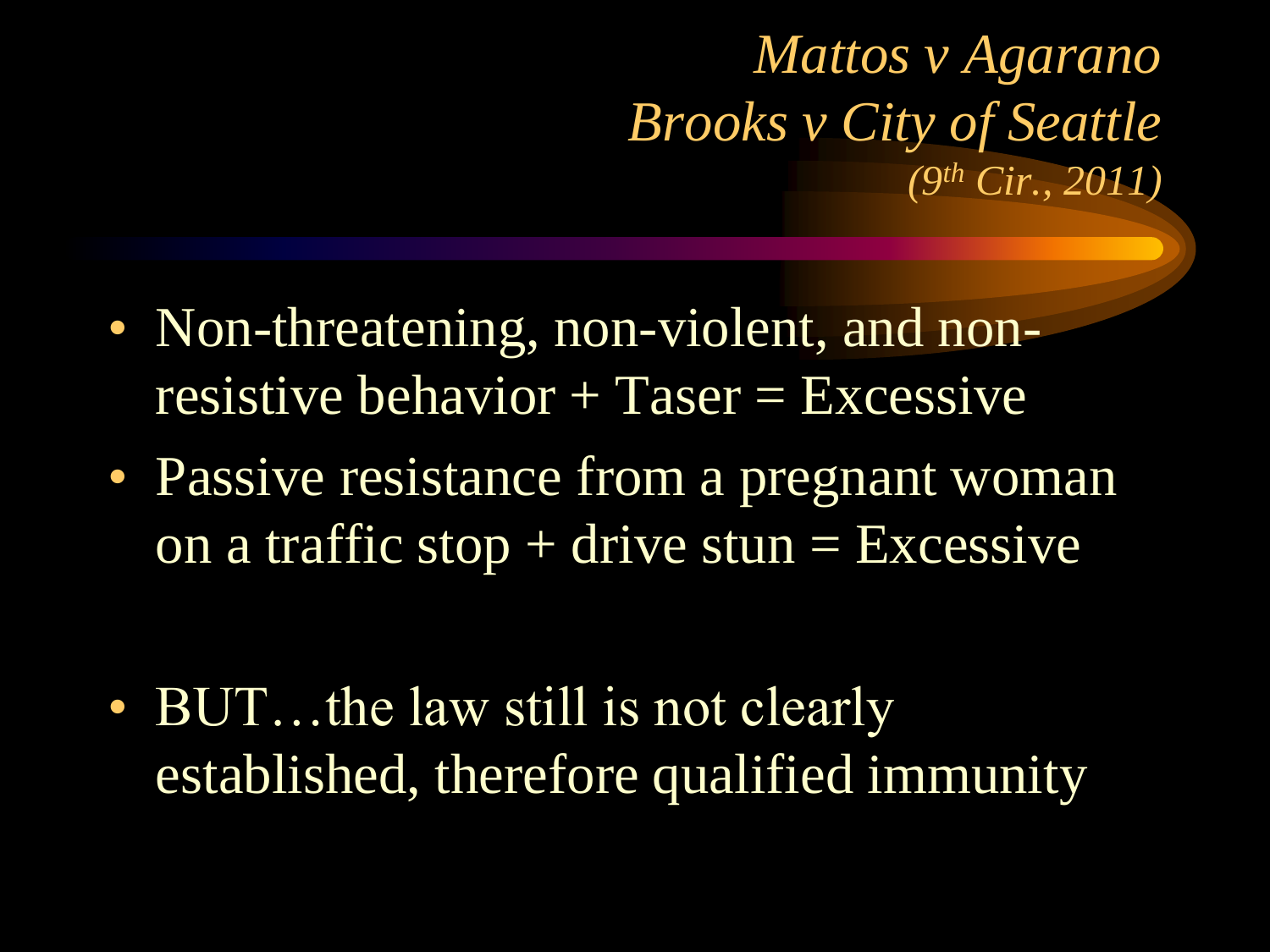## *Mattos v Agarano*
## *Brooks v City of Seattle*
*(9th Cir., 2011)*

- Non-threatening, non-violent, and non-resistive behavior + Taser = Excessive
- Passive resistance from a pregnant woman on a traffic stop + drive stun = Excessive
- BUT…the law still is not clearly established, therefore qualified immunity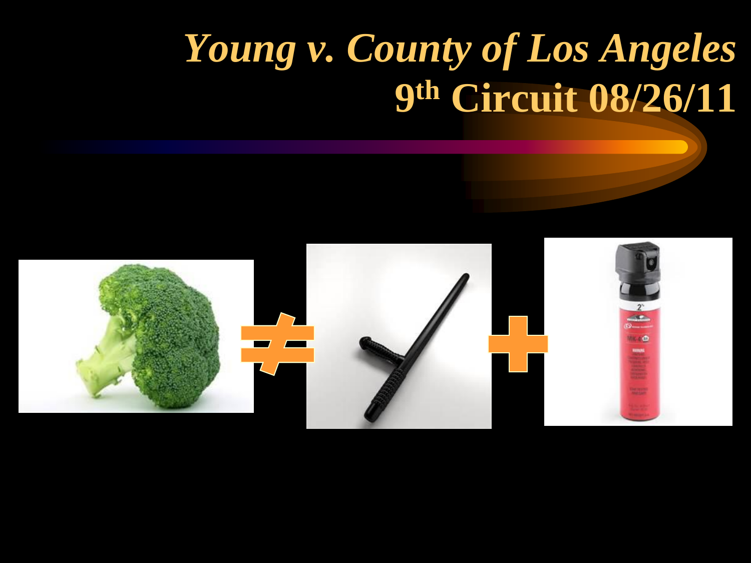# *Young v. County of Los Angeles*
## $9^{th}$ Circuit 08/26/11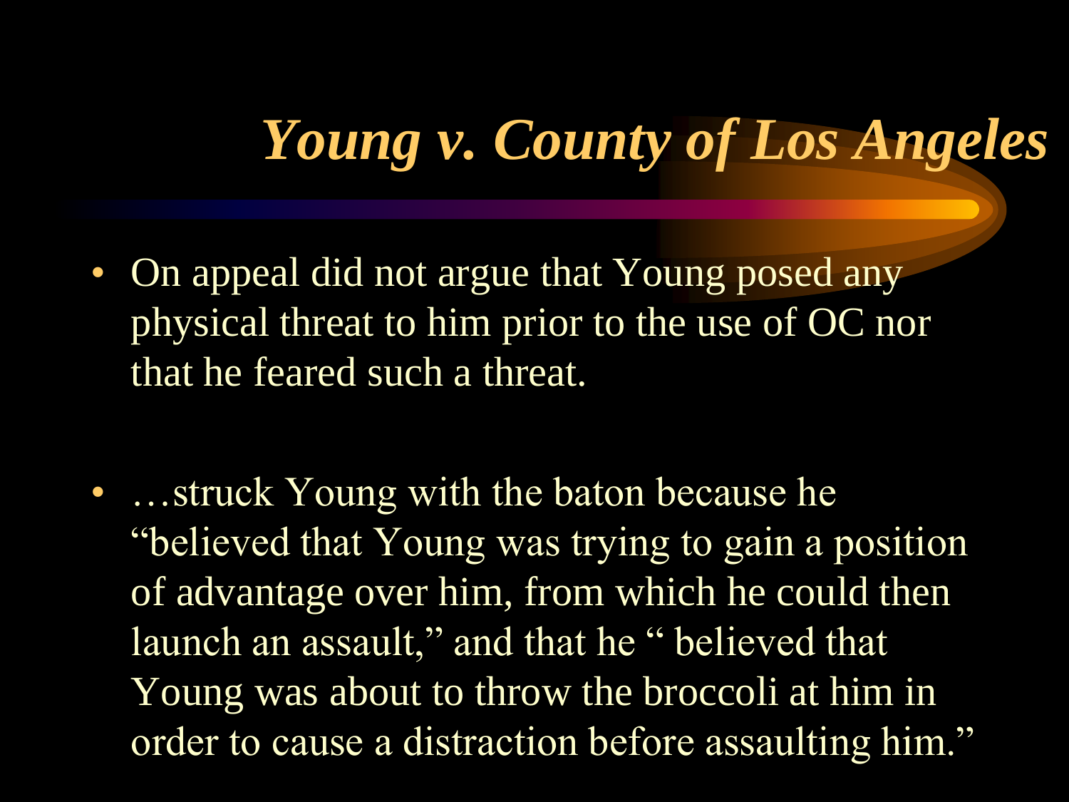# *Young v. County of Los Angeles*

- On appeal did not argue that Young posed any physical threat to him prior to the use of OC nor that he feared such a threat.

- …struck Young with the baton because he "believed that Young was trying to gain a position of advantage over him, from which he could then launch an assault," and that he " believed that Young was about to throw the broccoli at him in order to cause a distraction before assaulting him."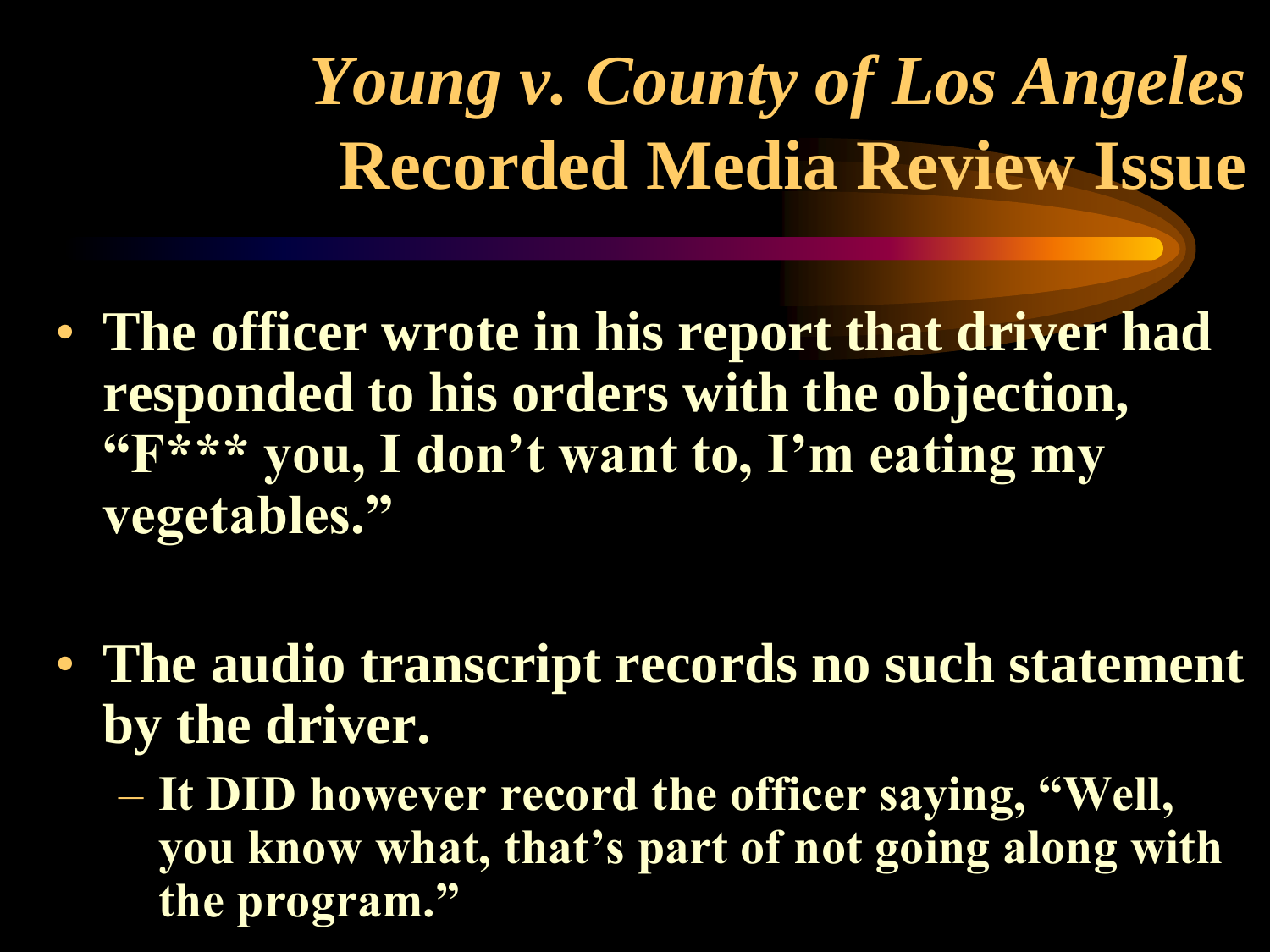# *Young v. County of Los Angeles* Recorded Media Review Issue

- **The officer wrote in his report that driver had responded to his orders with the objection, "F*** you, I don't want to, I'm eating my vegetables."**

- **The audio transcript records no such statement by the driver.**
  - **It DID however record the officer saying, "Well, you know what, that's part of not going along with the program."**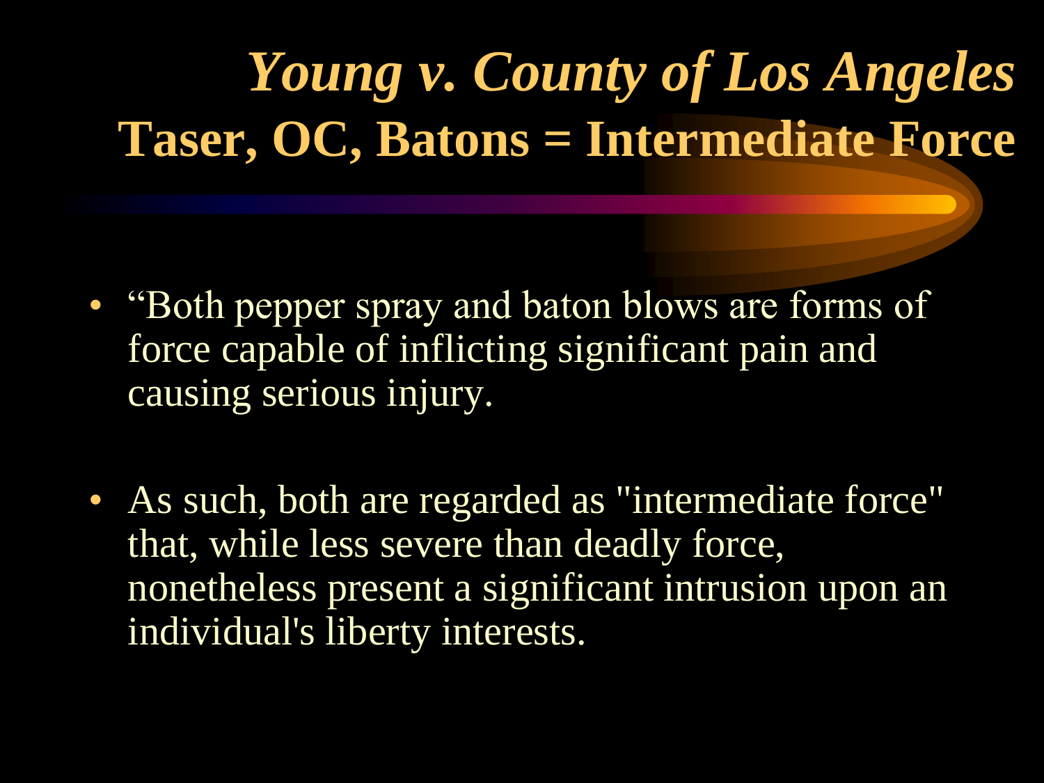# *Young v. County of Los Angeles*
## Taser, OC, Batons = Intermediate Force

- "Both pepper spray and baton blows are forms of force capable of inflicting significant pain and causing serious injury.
- As such, both are regarded as "intermediate force" that, while less severe than deadly force, nonetheless present a significant intrusion upon an individual's liberty interests.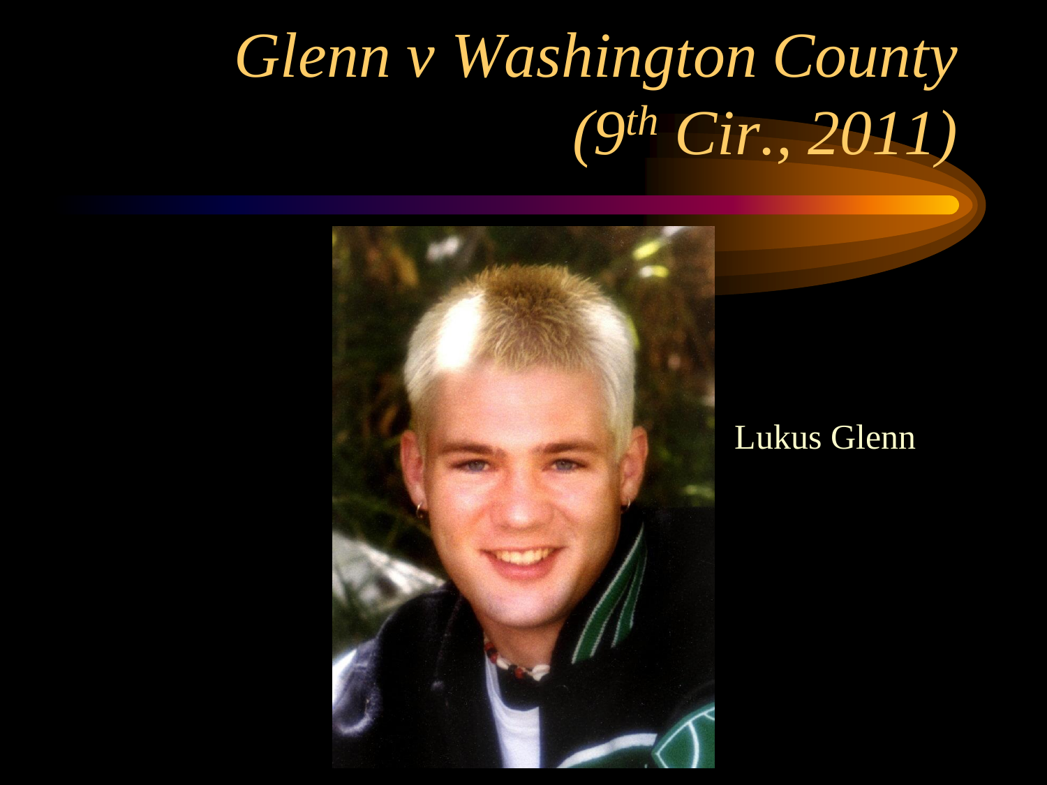# *Glenn v Washington County (9th Cir., 2011)*

Lukus Glenn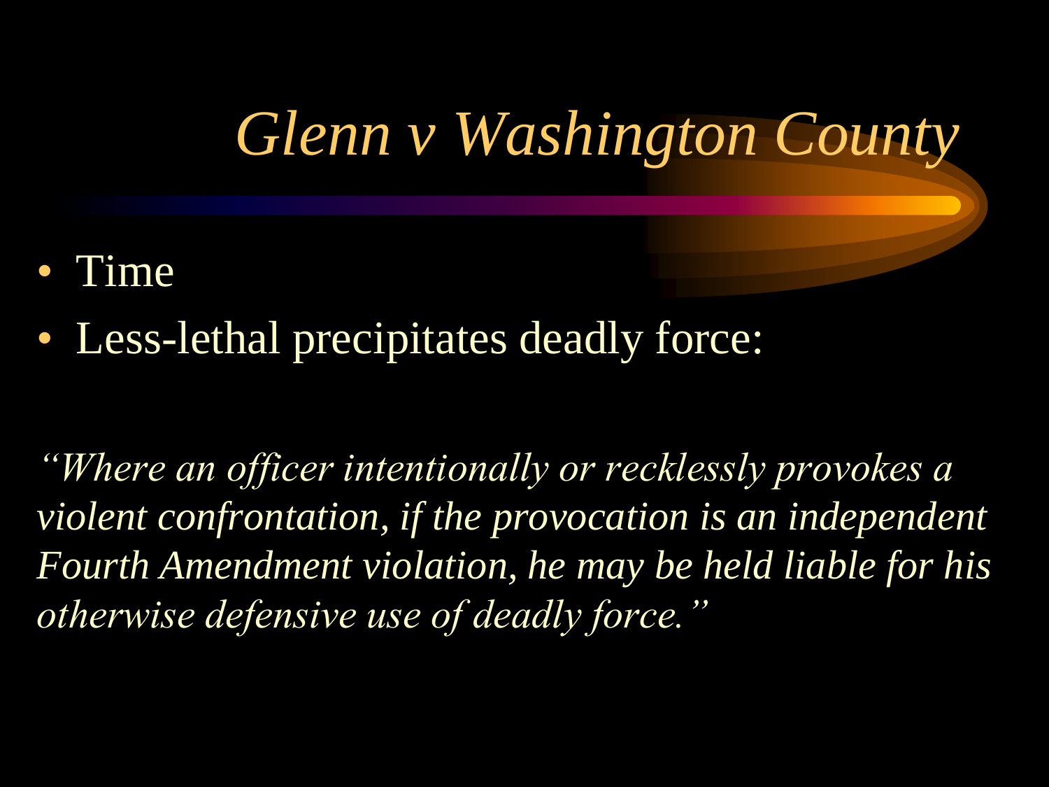# *Glenn v Washington County*

- Time
- Less-lethal precipitates deadly force:

*"Where an officer intentionally or recklessly provokes a violent confrontation, if the provocation is an independent Fourth Amendment violation, he may be held liable for his otherwise defensive use of deadly force."*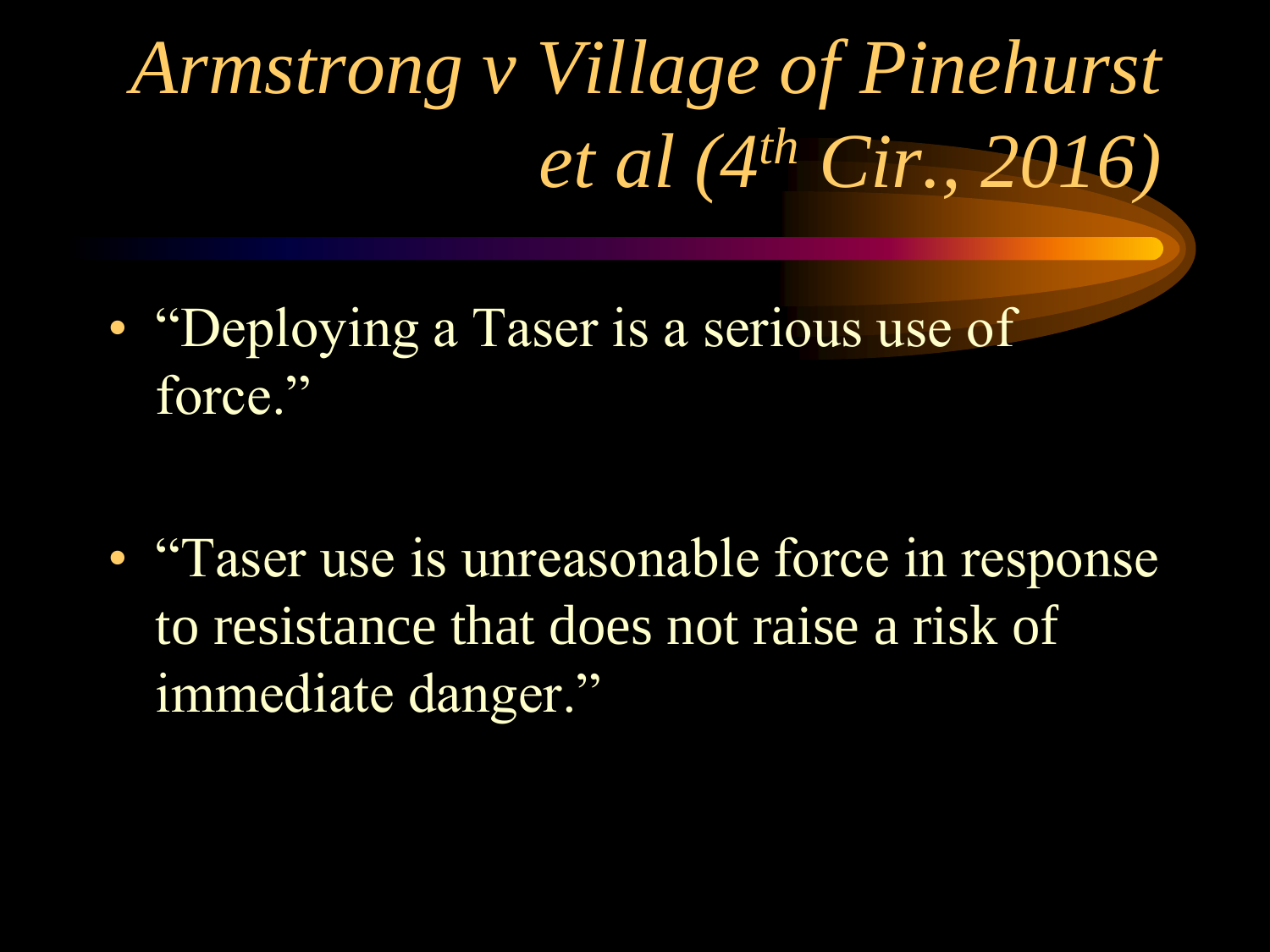# *Armstrong v Village of Pinehurst et al (4th Cir., 2016)*

- "Deploying a Taser is a serious use of force."

- "Taser use is unreasonable force in response to resistance that does not raise a risk of immediate danger."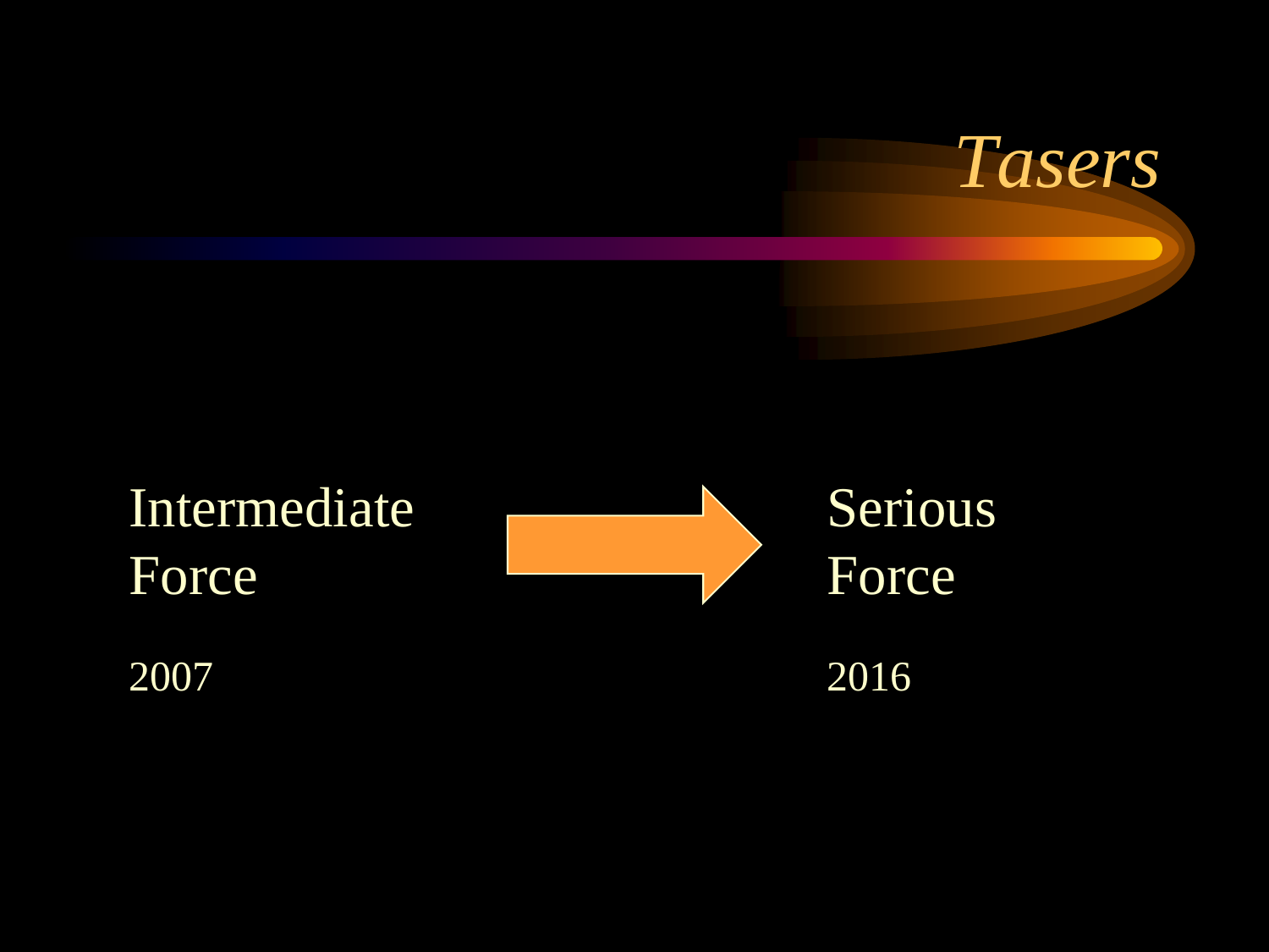# *Tasers*

Intermediate Force

2007

Serious Force

2016